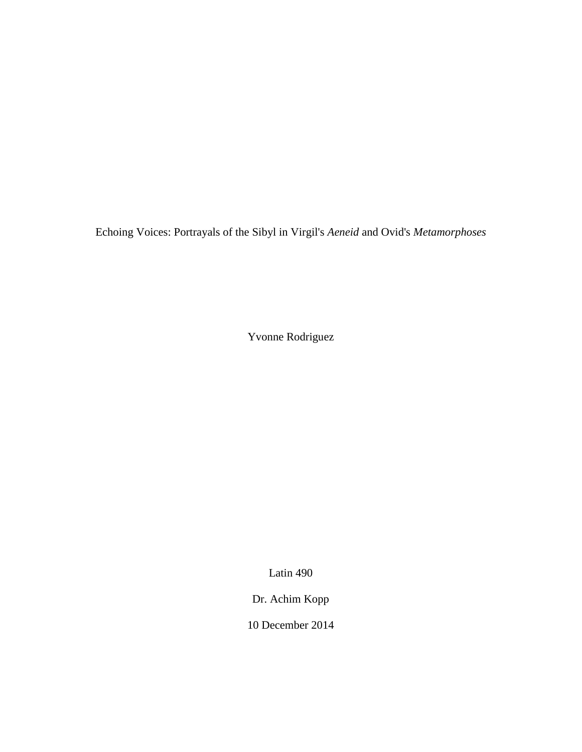# Echoing Voices: Portrayals of the Sibyl in Virgil's *Aeneid* and Ovid's *Metamorphoses*

Yvonne Rodriguez

Latin 490

Dr. Achim Kopp

10 December 2014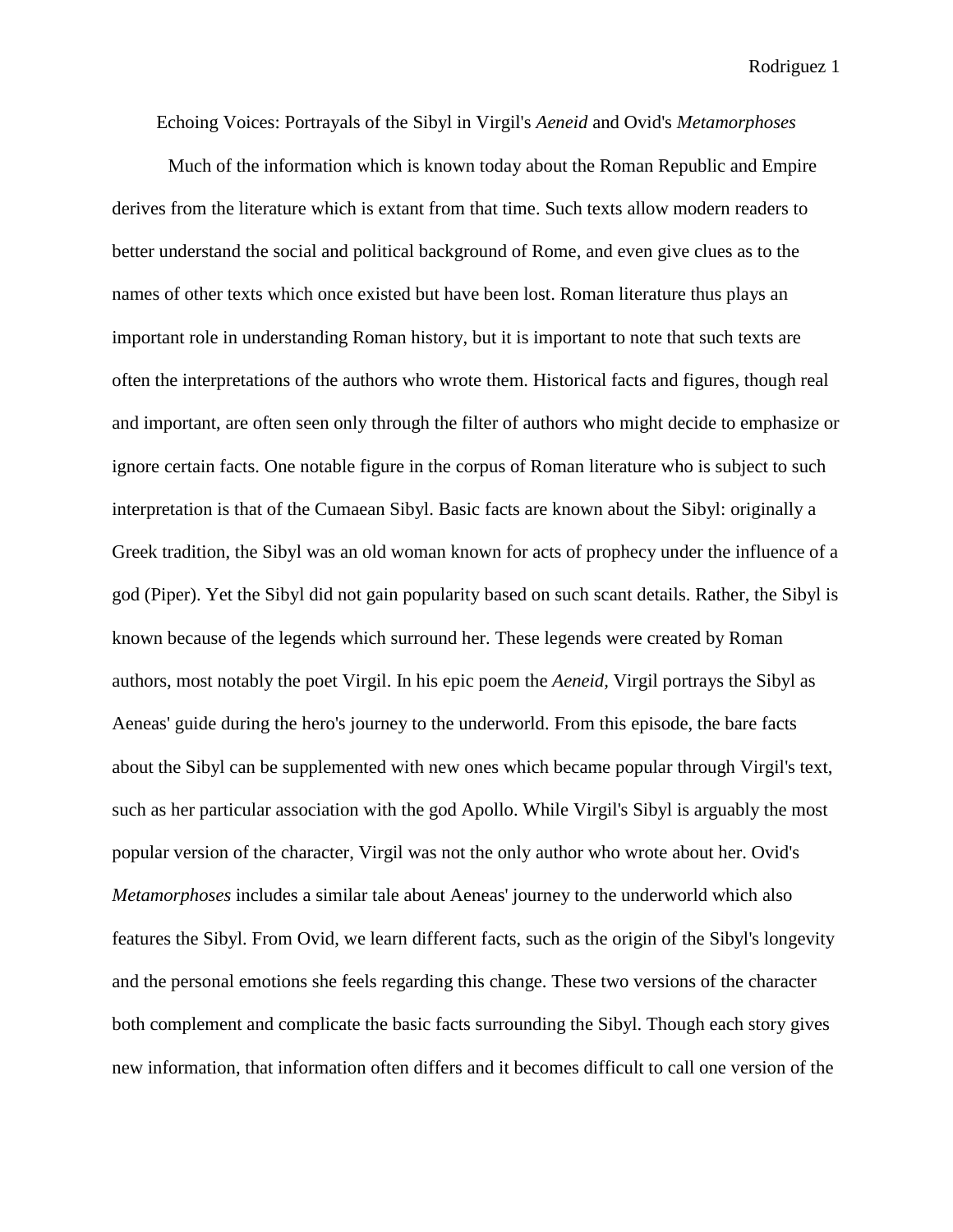Echoing Voices: Portrayals of the Sibyl in Virgil's *Aeneid* and Ovid's *Metamorphoses*

Much of the information which is known today about the Roman Republic and Empire derives from the literature which is extant from that time. Such texts allow modern readers to better understand the social and political background of Rome, and even give clues as to the names of other texts which once existed but have been lost. Roman literature thus plays an important role in understanding Roman history, but it is important to note that such texts are often the interpretations of the authors who wrote them. Historical facts and figures, though real and important, are often seen only through the filter of authors who might decide to emphasize or ignore certain facts. One notable figure in the corpus of Roman literature who is subject to such interpretation is that of the Cumaean Sibyl. Basic facts are known about the Sibyl: originally a Greek tradition, the Sibyl was an old woman known for acts of prophecy under the influence of a god (Piper). Yet the Sibyl did not gain popularity based on such scant details. Rather, the Sibyl is known because of the legends which surround her. These legends were created by Roman authors, most notably the poet Virgil. In his epic poem the *Aeneid*, Virgil portrays the Sibyl as Aeneas' guide during the hero's journey to the underworld. From this episode, the bare facts about the Sibyl can be supplemented with new ones which became popular through Virgil's text, such as her particular association with the god Apollo. While Virgil's Sibyl is arguably the most popular version of the character, Virgil was not the only author who wrote about her. Ovid's *Metamorphoses* includes a similar tale about Aeneas' journey to the underworld which also features the Sibyl. From Ovid, we learn different facts, such as the origin of the Sibyl's longevity and the personal emotions she feels regarding this change. These two versions of the character both complement and complicate the basic facts surrounding the Sibyl. Though each story gives new information, that information often differs and it becomes difficult to call one version of the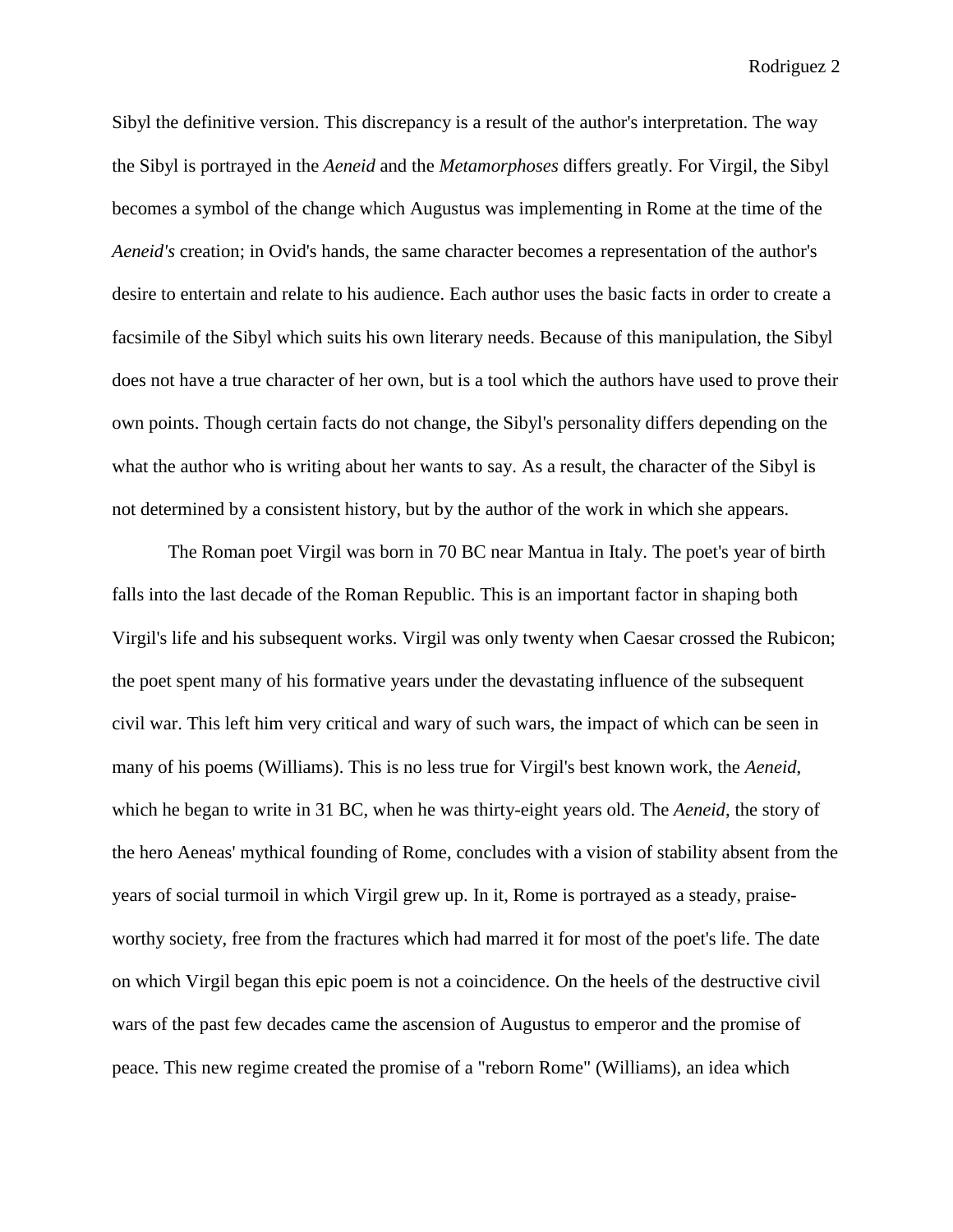Sibyl the definitive version. This discrepancy is a result of the author's interpretation. The way the Sibyl is portrayed in the *Aeneid* and the *Metamorphoses* differs greatly. For Virgil, the Sibyl becomes a symbol of the change which Augustus was implementing in Rome at the time of the *Aeneid's* creation; in Ovid's hands, the same character becomes a representation of the author's desire to entertain and relate to his audience. Each author uses the basic facts in order to create a facsimile of the Sibyl which suits his own literary needs. Because of this manipulation, the Sibyl does not have a true character of her own, but is a tool which the authors have used to prove their own points. Though certain facts do not change, the Sibyl's personality differs depending on the what the author who is writing about her wants to say. As a result, the character of the Sibyl is not determined by a consistent history, but by the author of the work in which she appears.

The Roman poet Virgil was born in 70 BC near Mantua in Italy. The poet's year of birth falls into the last decade of the Roman Republic. This is an important factor in shaping both Virgil's life and his subsequent works. Virgil was only twenty when Caesar crossed the Rubicon; the poet spent many of his formative years under the devastating influence of the subsequent civil war. This left him very critical and wary of such wars, the impact of which can be seen in many of his poems (Williams). This is no less true for Virgil's best known work, the *Aeneid*, which he began to write in 31 BC, when he was thirty-eight years old. The *Aeneid*, the story of the hero Aeneas' mythical founding of Rome, concludes with a vision of stability absent from the years of social turmoil in which Virgil grew up. In it, Rome is portrayed as a steady, praise-worthy society, free from the fractures which had marred it for most of the poet's life. The date on which Virgil began this epic poem is not a coincidence. On the heels of the destructive civil wars of the past few decades came the ascension of Augustus to emperor and the promise of peace. This new regime created the promise of a "reborn Rome" (Williams), an idea which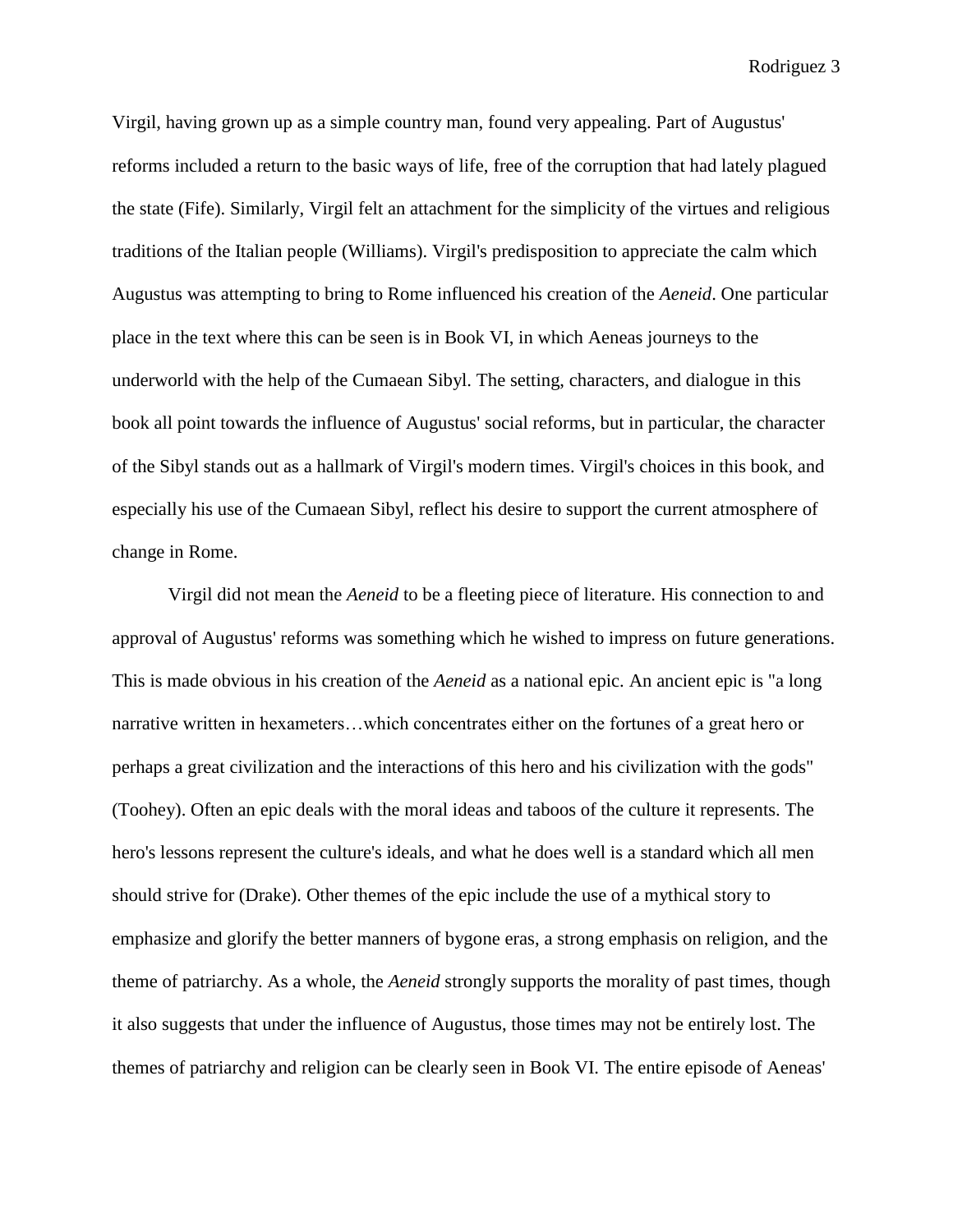Virgil, having grown up as a simple country man, found very appealing. Part of Augustus' reforms included a return to the basic ways of life, free of the corruption that had lately plagued the state (Fife). Similarly, Virgil felt an attachment for the simplicity of the virtues and religious traditions of the Italian people (Williams). Virgil's predisposition to appreciate the calm which Augustus was attempting to bring to Rome influenced his creation of the *Aeneid*. One particular place in the text where this can be seen is in Book VI, in which Aeneas journeys to the underworld with the help of the Cumaean Sibyl. The setting, characters, and dialogue in this book all point towards the influence of Augustus' social reforms, but in particular, the character of the Sibyl stands out as a hallmark of Virgil's modern times. Virgil's choices in this book, and especially his use of the Cumaean Sibyl, reflect his desire to support the current atmosphere of change in Rome.

Virgil did not mean the *Aeneid* to be a fleeting piece of literature. His connection to and approval of Augustus' reforms was something which he wished to impress on future generations. This is made obvious in his creation of the *Aeneid* as a national epic. An ancient epic is "a long narrative written in hexameters…which concentrates either on the fortunes of a great hero or perhaps a great civilization and the interactions of this hero and his civilization with the gods" (Toohey). Often an epic deals with the moral ideas and taboos of the culture it represents. The hero's lessons represent the culture's ideals, and what he does well is a standard which all men should strive for (Drake). Other themes of the epic include the use of a mythical story to emphasize and glorify the better manners of bygone eras, a strong emphasis on religion, and the theme of patriarchy. As a whole, the *Aeneid* strongly supports the morality of past times, though it also suggests that under the influence of Augustus, those times may not be entirely lost. The themes of patriarchy and religion can be clearly seen in Book VI. The entire episode of Aeneas'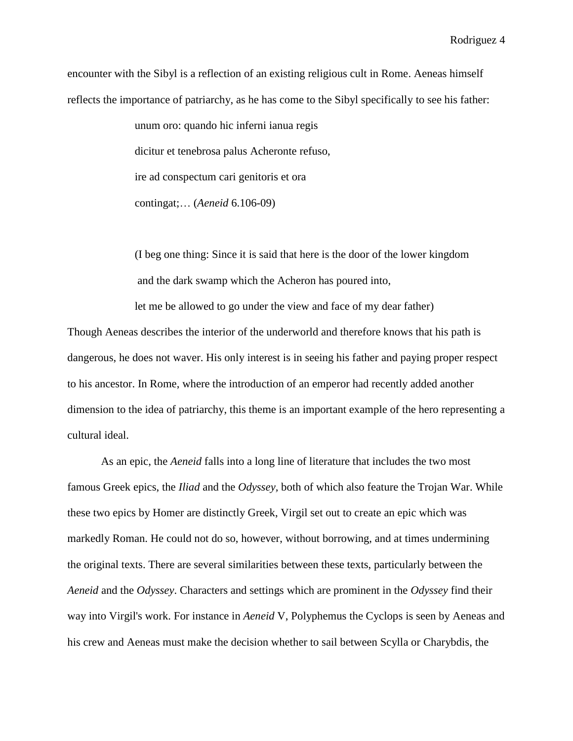encounter with the Sibyl is a reflection of an existing religious cult in Rome. Aeneas himself reflects the importance of patriarchy, as he has come to the Sibyl specifically to see his father:

> unum oro: quando hic inferni ianua regis
> dicitur et tenebrosa palus Acheronte refuso,
> ire ad conspectum cari genitoris et ora
> contingat;… (*Aeneid* 6.106-09)
>
> (I beg one thing: Since it is said that here is the door of the lower kingdom
> and the dark swamp which the Acheron has poured into,
> let me be allowed to go under the view and face of my dear father)

Though Aeneas describes the interior of the underworld and therefore knows that his path is dangerous, he does not waver. His only interest is in seeing his father and paying proper respect to his ancestor. In Rome, where the introduction of an emperor had recently added another dimension to the idea of patriarchy, this theme is an important example of the hero representing a cultural ideal.

As an epic, the *Aeneid* falls into a long line of literature that includes the two most famous Greek epics, the *Iliad* and the *Odyssey*, both of which also feature the Trojan War. While these two epics by Homer are distinctly Greek, Virgil set out to create an epic which was markedly Roman. He could not do so, however, without borrowing, and at times undermining the original texts. There are several similarities between these texts, particularly between the *Aeneid* and the *Odyssey*. Characters and settings which are prominent in the *Odyssey* find their way into Virgil's work. For instance in *Aeneid* V, Polyphemus the Cyclops is seen by Aeneas and his crew and Aeneas must make the decision whether to sail between Scylla or Charybdis, the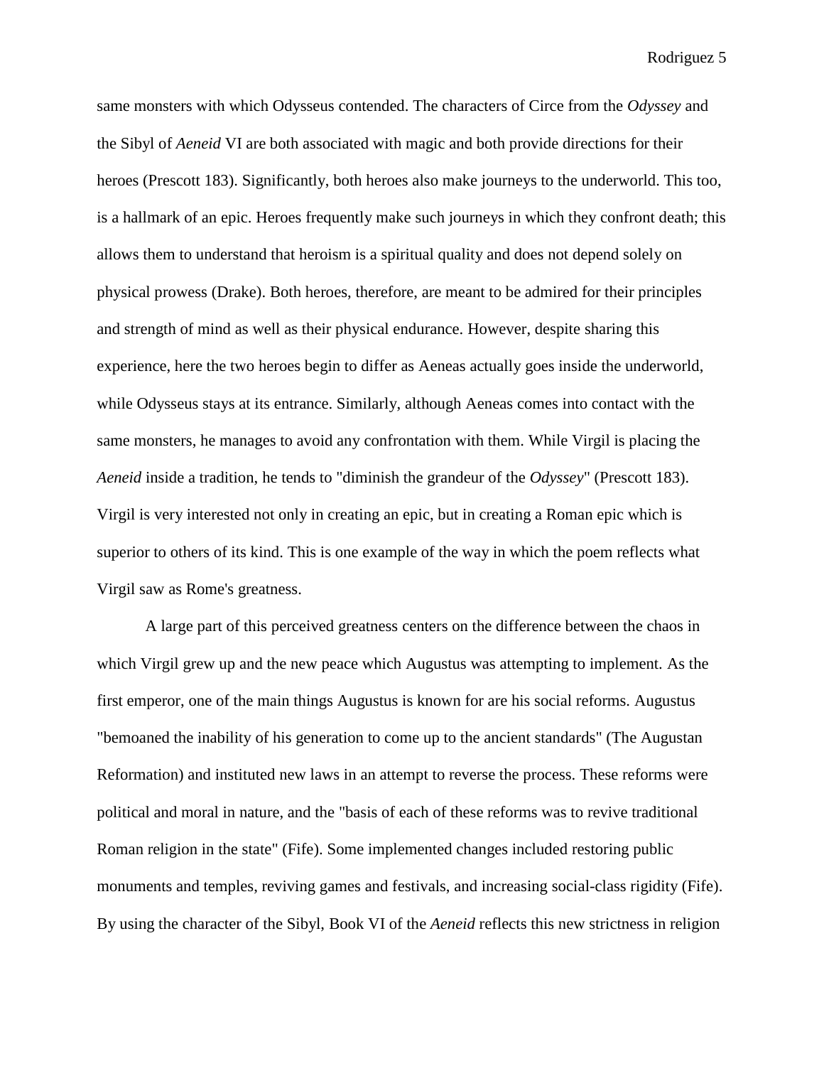same monsters with which Odysseus contended. The characters of Circe from the *Odyssey* and the Sibyl of *Aeneid* VI are both associated with magic and both provide directions for their heroes (Prescott 183). Significantly, both heroes also make journeys to the underworld. This too, is a hallmark of an epic. Heroes frequently make such journeys in which they confront death; this allows them to understand that heroism is a spiritual quality and does not depend solely on physical prowess (Drake). Both heroes, therefore, are meant to be admired for their principles and strength of mind as well as their physical endurance. However, despite sharing this experience, here the two heroes begin to differ as Aeneas actually goes inside the underworld, while Odysseus stays at its entrance. Similarly, although Aeneas comes into contact with the same monsters, he manages to avoid any confrontation with them. While Virgil is placing the *Aeneid* inside a tradition, he tends to "diminish the grandeur of the *Odyssey*" (Prescott 183). Virgil is very interested not only in creating an epic, but in creating a Roman epic which is superior to others of its kind. This is one example of the way in which the poem reflects what Virgil saw as Rome's greatness.

A large part of this perceived greatness centers on the difference between the chaos in which Virgil grew up and the new peace which Augustus was attempting to implement. As the first emperor, one of the main things Augustus is known for are his social reforms. Augustus "bemoaned the inability of his generation to come up to the ancient standards" (The Augustan Reformation) and instituted new laws in an attempt to reverse the process. These reforms were political and moral in nature, and the "basis of each of these reforms was to revive traditional Roman religion in the state" (Fife). Some implemented changes included restoring public monuments and temples, reviving games and festivals, and increasing social-class rigidity (Fife). By using the character of the Sibyl, Book VI of the *Aeneid* reflects this new strictness in religion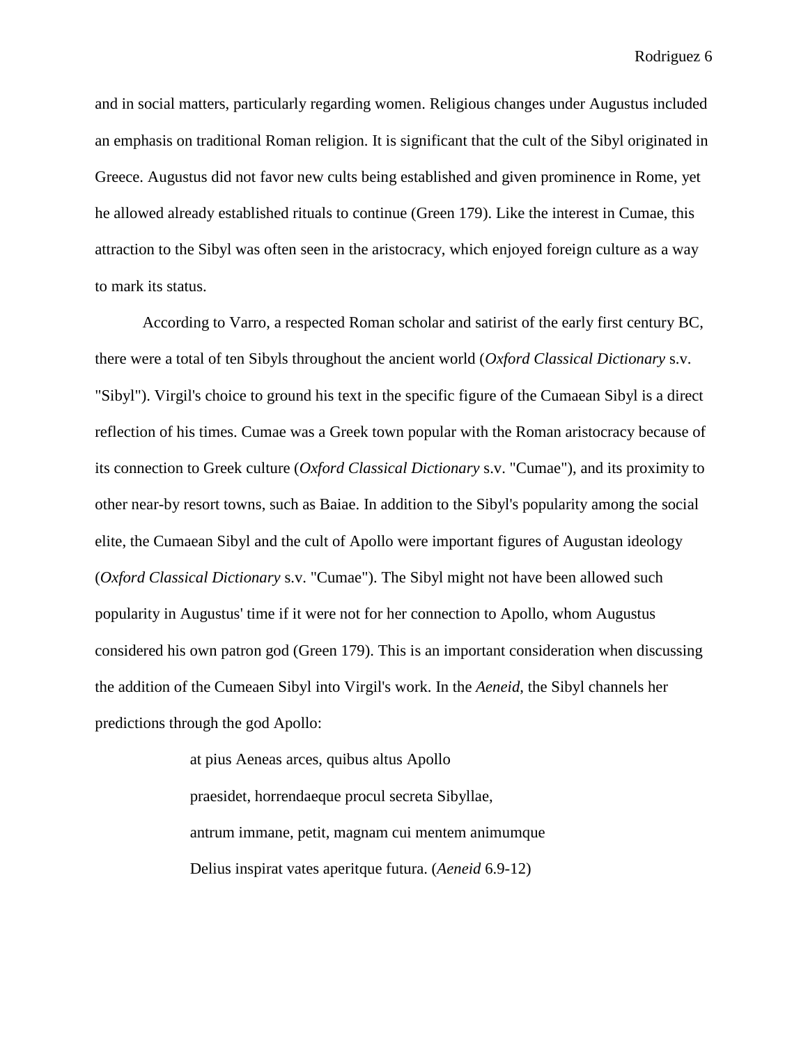and in social matters, particularly regarding women. Religious changes under Augustus included an emphasis on traditional Roman religion. It is significant that the cult of the Sibyl originated in Greece. Augustus did not favor new cults being established and given prominence in Rome, yet he allowed already established rituals to continue (Green 179). Like the interest in Cumae, this attraction to the Sibyl was often seen in the aristocracy, which enjoyed foreign culture as a way to mark its status.

According to Varro, a respected Roman scholar and satirist of the early first century BC, there were a total of ten Sibyls throughout the ancient world (*Oxford Classical Dictionary* s.v. "Sibyl"). Virgil's choice to ground his text in the specific figure of the Cumaean Sibyl is a direct reflection of his times. Cumae was a Greek town popular with the Roman aristocracy because of its connection to Greek culture (*Oxford Classical Dictionary* s.v. "Cumae"), and its proximity to other near-by resort towns, such as Baiae. In addition to the Sibyl's popularity among the social elite, the Cumaean Sibyl and the cult of Apollo were important figures of Augustan ideology (*Oxford Classical Dictionary* s.v. "Cumae"). The Sibyl might not have been allowed such popularity in Augustus' time if it were not for her connection to Apollo, whom Augustus considered his own patron god (Green 179). This is an important consideration when discussing the addition of the Cumeaen Sibyl into Virgil's work. In the *Aeneid*, the Sibyl channels her predictions through the god Apollo:

> at pius Aeneas arces, quibus altus Apollo
> praesidet, horrendaeque procul secreta Sibyllae,
> antrum immane, petit, magnam cui mentem animumque
> Delius inspirat vates aperitque futura. (*Aeneid* 6.9-12)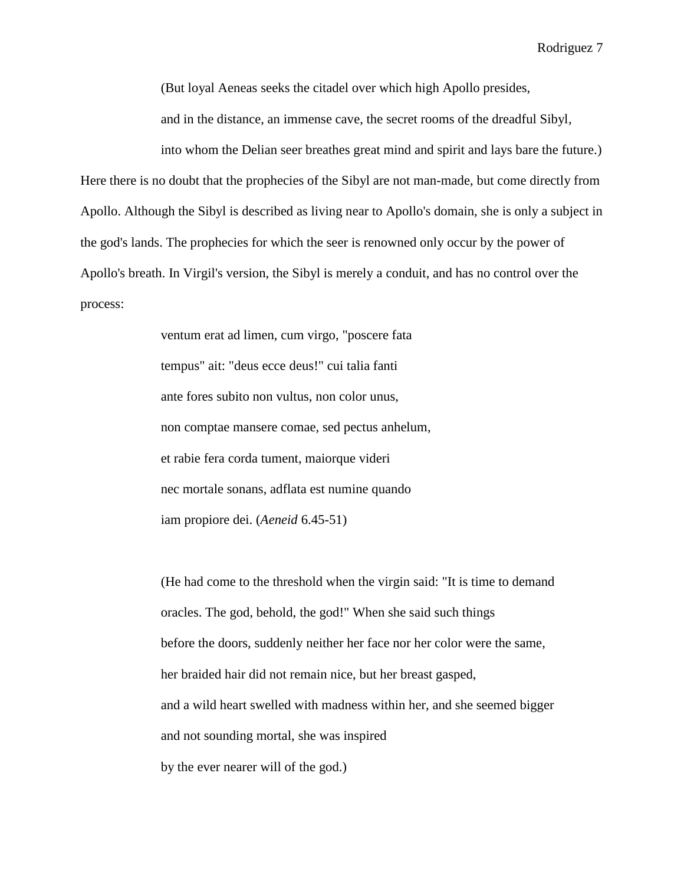> (But loyal Aeneas seeks the citadel over which high Apollo presides,
> and in the distance, an immense cave, the secret rooms of the dreadful Sibyl,
> into whom the Delian seer breathes great mind and spirit and lays bare the future.)

Here there is no doubt that the prophecies of the Sibyl are not man-made, but come directly from Apollo. Although the Sibyl is described as living near to Apollo's domain, she is only a subject in the god's lands. The prophecies for which the seer is renowned only occur by the power of Apollo's breath. In Virgil's version, the Sibyl is merely a conduit, and has no control over the process:

> ventum erat ad limen, cum virgo, "poscere fata
> tempus" ait: "deus ecce deus!" cui talia fanti
> ante fores subito non vultus, non color unus,
> non comptae mansere comae, sed pectus anhelum,
> et rabie fera corda tument, maiorque videri
> nec mortale sonans, adflata est numine quando
> iam propiore dei. (*Aeneid* 6.45-51)

> (He had come to the threshold when the virgin said: "It is time to demand
> oracles. The god, behold, the god!" When she said such things
> before the doors, suddenly neither her face nor her color were the same,
> her braided hair did not remain nice, but her breast gasped,
> and a wild heart swelled with madness within her, and she seemed bigger
> and not sounding mortal, she was inspired
> by the ever nearer will of the god.)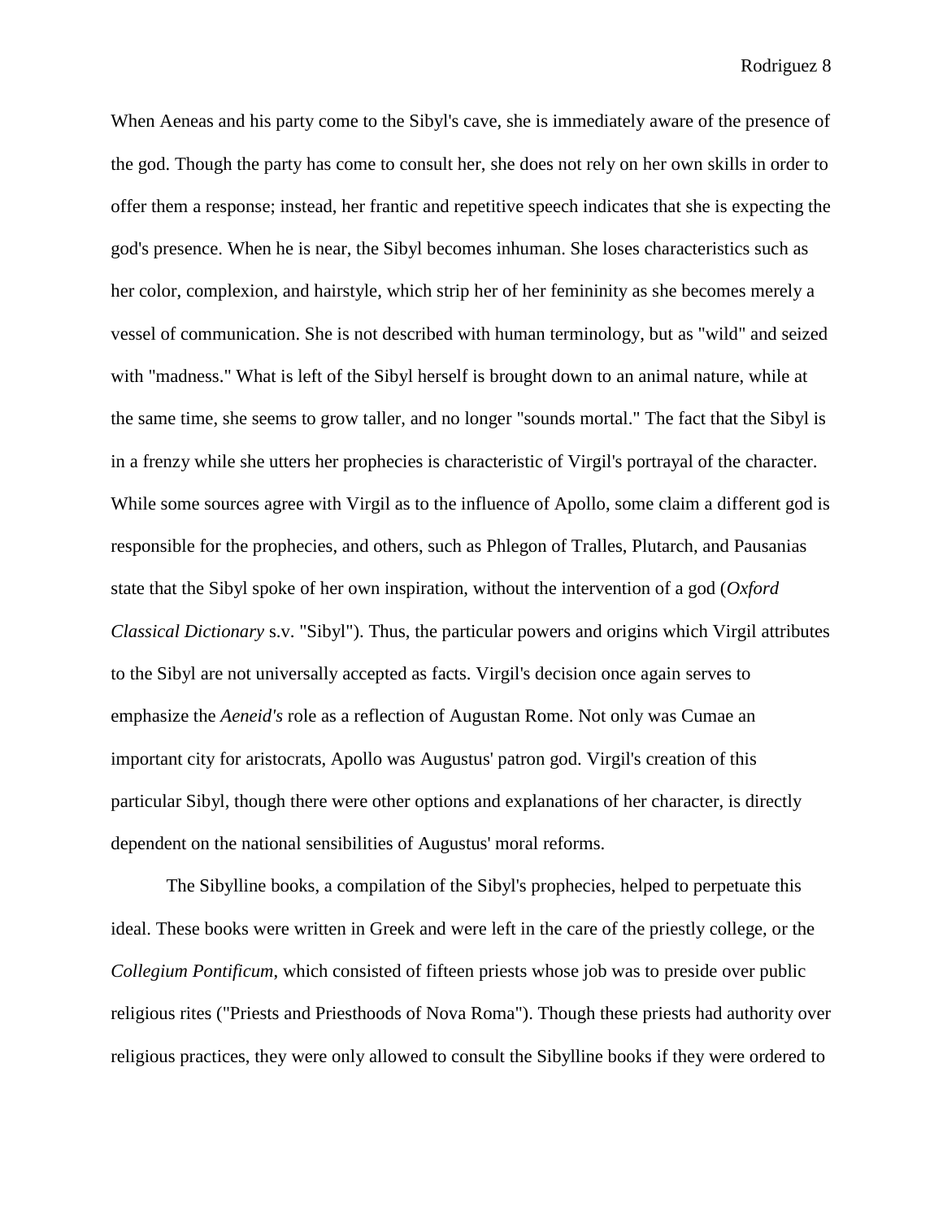When Aeneas and his party come to the Sibyl's cave, she is immediately aware of the presence of the god. Though the party has come to consult her, she does not rely on her own skills in order to offer them a response; instead, her frantic and repetitive speech indicates that she is expecting the god's presence. When he is near, the Sibyl becomes inhuman. She loses characteristics such as her color, complexion, and hairstyle, which strip her of her femininity as she becomes merely a vessel of communication. She is not described with human terminology, but as "wild" and seized with "madness." What is left of the Sibyl herself is brought down to an animal nature, while at the same time, she seems to grow taller, and no longer "sounds mortal." The fact that the Sibyl is in a frenzy while she utters her prophecies is characteristic of Virgil's portrayal of the character. While some sources agree with Virgil as to the influence of Apollo, some claim a different god is responsible for the prophecies, and others, such as Phlegon of Tralles, Plutarch, and Pausanias state that the Sibyl spoke of her own inspiration, without the intervention of a god (*Oxford Classical Dictionary* s.v. "Sibyl"). Thus, the particular powers and origins which Virgil attributes to the Sibyl are not universally accepted as facts. Virgil's decision once again serves to emphasize the *Aeneid's* role as a reflection of Augustan Rome. Not only was Cumae an important city for aristocrats, Apollo was Augustus' patron god. Virgil's creation of this particular Sibyl, though there were other options and explanations of her character, is directly dependent on the national sensibilities of Augustus' moral reforms.

The Sibylline books, a compilation of the Sibyl's prophecies, helped to perpetuate this ideal. These books were written in Greek and were left in the care of the priestly college, or the *Collegium Pontificum*, which consisted of fifteen priests whose job was to preside over public religious rites ("Priests and Priesthoods of Nova Roma"). Though these priests had authority over religious practices, they were only allowed to consult the Sibylline books if they were ordered to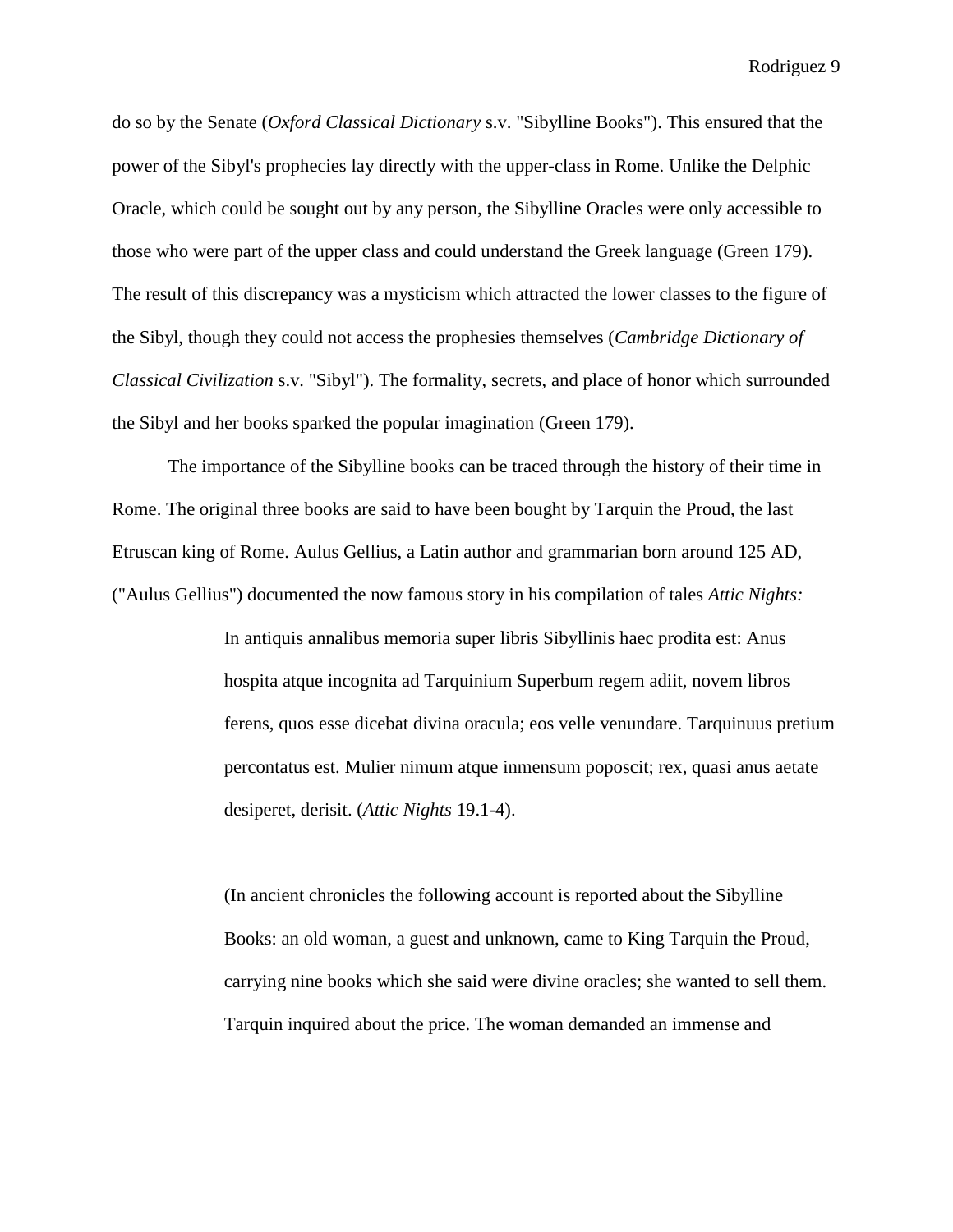do so by the Senate (*Oxford Classical Dictionary* s.v. "Sibylline Books"). This ensured that the power of the Sibyl's prophecies lay directly with the upper-class in Rome. Unlike the Delphic Oracle, which could be sought out by any person, the Sibylline Oracles were only accessible to those who were part of the upper class and could understand the Greek language (Green 179). The result of this discrepancy was a mysticism which attracted the lower classes to the figure of the Sibyl, though they could not access the prophesies themselves (*Cambridge Dictionary of Classical Civilization* s.v. "Sibyl"). The formality, secrets, and place of honor which surrounded the Sibyl and her books sparked the popular imagination (Green 179).

The importance of the Sibylline books can be traced through the history of their time in Rome. The original three books are said to have been bought by Tarquin the Proud, the last Etruscan king of Rome. Aulus Gellius, a Latin author and grammarian born around 125 AD, ("Aulus Gellius") documented the now famous story in his compilation of tales *Attic Nights:*

> In antiquis annalibus memoria super libris Sibyllinis haec prodita est: Anus hospita atque incognita ad Tarquinium Superbum regem adiit, novem libros ferens, quos esse dicebat divina oracula; eos velle venundare. Tarquinuus pretium percontatus est. Mulier nimum atque inmensum poposcit; rex, quasi anus aetate desiperet, derisit. (*Attic Nights* 19.1-4).
>
> (In ancient chronicles the following account is reported about the Sibylline Books: an old woman, a guest and unknown, came to King Tarquin the Proud, carrying nine books which she said were divine oracles; she wanted to sell them. Tarquin inquired about the price. The woman demanded an immense and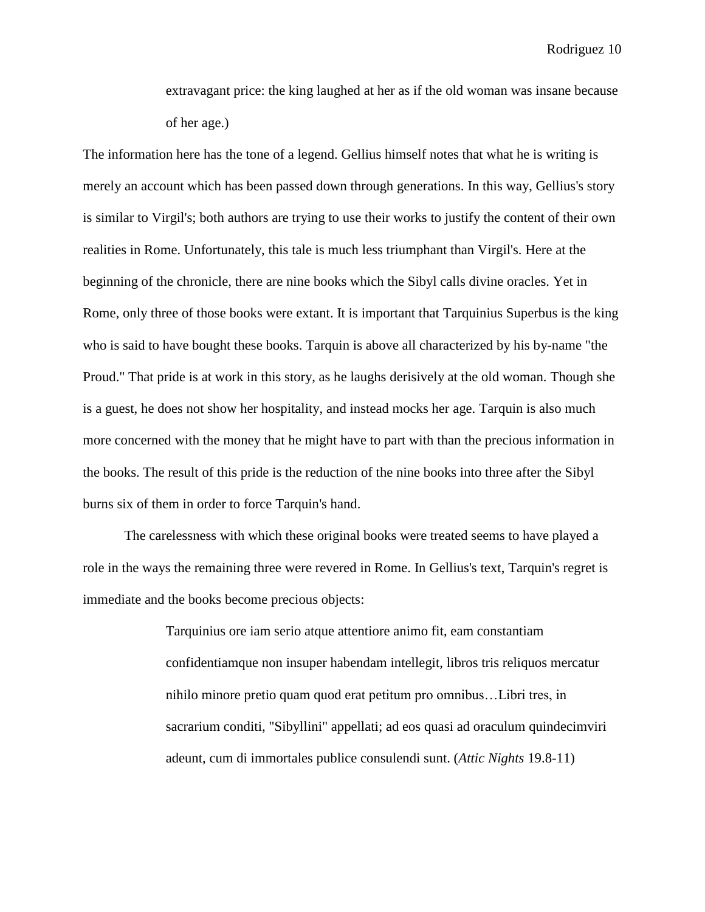> extravagant price: the king laughed at her as if the old woman was insane because of her age.)

The information here has the tone of a legend. Gellius himself notes that what he is writing is merely an account which has been passed down through generations. In this way, Gellius's story is similar to Virgil's; both authors are trying to use their works to justify the content of their own realities in Rome. Unfortunately, this tale is much less triumphant than Virgil's. Here at the beginning of the chronicle, there are nine books which the Sibyl calls divine oracles. Yet in Rome, only three of those books were extant. It is important that Tarquinius Superbus is the king who is said to have bought these books. Tarquin is above all characterized by his by-name "the Proud." That pride is at work in this story, as he laughs derisively at the old woman. Though she is a guest, he does not show her hospitality, and instead mocks her age. Tarquin is also much more concerned with the money that he might have to part with than the precious information in the books. The result of this pride is the reduction of the nine books into three after the Sibyl burns six of them in order to force Tarquin's hand.

The carelessness with which these original books were treated seems to have played a role in the ways the remaining three were revered in Rome. In Gellius's text, Tarquin's regret is immediate and the books become precious objects:

> Tarquinius ore iam serio atque attentiore animo fit, eam constantiam confidentiamque non insuper habendam intellegit, libros tris reliquos mercatur nihilo minore pretio quam quod erat petitum pro omnibus…Libri tres, in sacrarium conditi, "Sibyllini" appellati; ad eos quasi ad oraculum quindecimviri adeunt, cum di immortales publice consulendi sunt. (*Attic Nights* 19.8-11)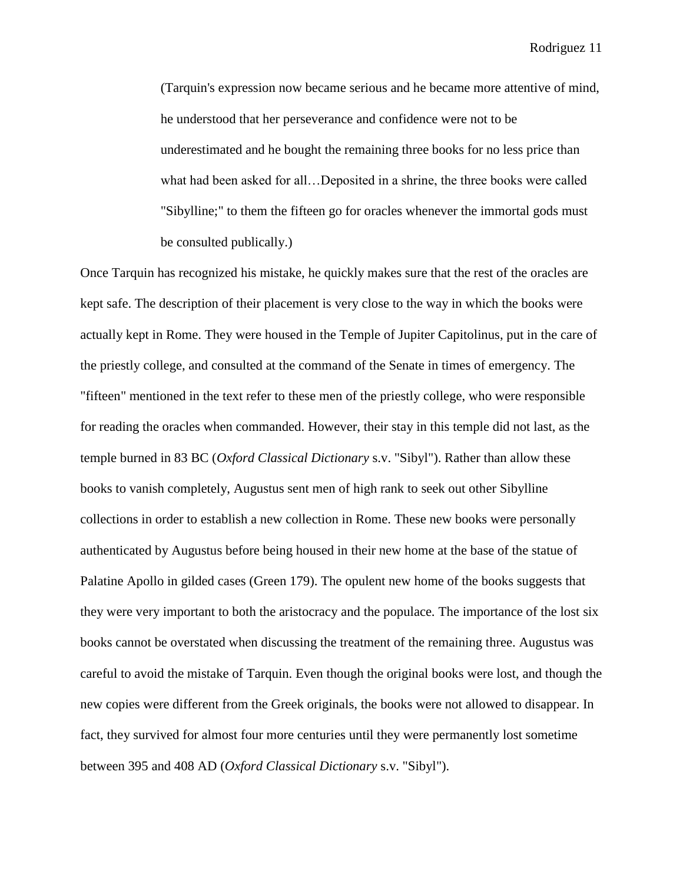> (Tarquin's expression now became serious and he became more attentive of mind, he understood that her perseverance and confidence were not to be underestimated and he bought the remaining three books for no less price than what had been asked for all…Deposited in a shrine, the three books were called "Sibylline;" to them the fifteen go for oracles whenever the immortal gods must be consulted publically.)

Once Tarquin has recognized his mistake, he quickly makes sure that the rest of the oracles are kept safe. The description of their placement is very close to the way in which the books were actually kept in Rome. They were housed in the Temple of Jupiter Capitolinus, put in the care of the priestly college, and consulted at the command of the Senate in times of emergency. The "fifteen" mentioned in the text refer to these men of the priestly college, who were responsible for reading the oracles when commanded. However, their stay in this temple did not last, as the temple burned in 83 BC (*Oxford Classical Dictionary* s.v. "Sibyl"). Rather than allow these books to vanish completely, Augustus sent men of high rank to seek out other Sibylline collections in order to establish a new collection in Rome. These new books were personally authenticated by Augustus before being housed in their new home at the base of the statue of Palatine Apollo in gilded cases (Green 179). The opulent new home of the books suggests that they were very important to both the aristocracy and the populace. The importance of the lost six books cannot be overstated when discussing the treatment of the remaining three. Augustus was careful to avoid the mistake of Tarquin. Even though the original books were lost, and though the new copies were different from the Greek originals, the books were not allowed to disappear. In fact, they survived for almost four more centuries until they were permanently lost sometime between 395 and 408 AD (*Oxford Classical Dictionary* s.v. "Sibyl").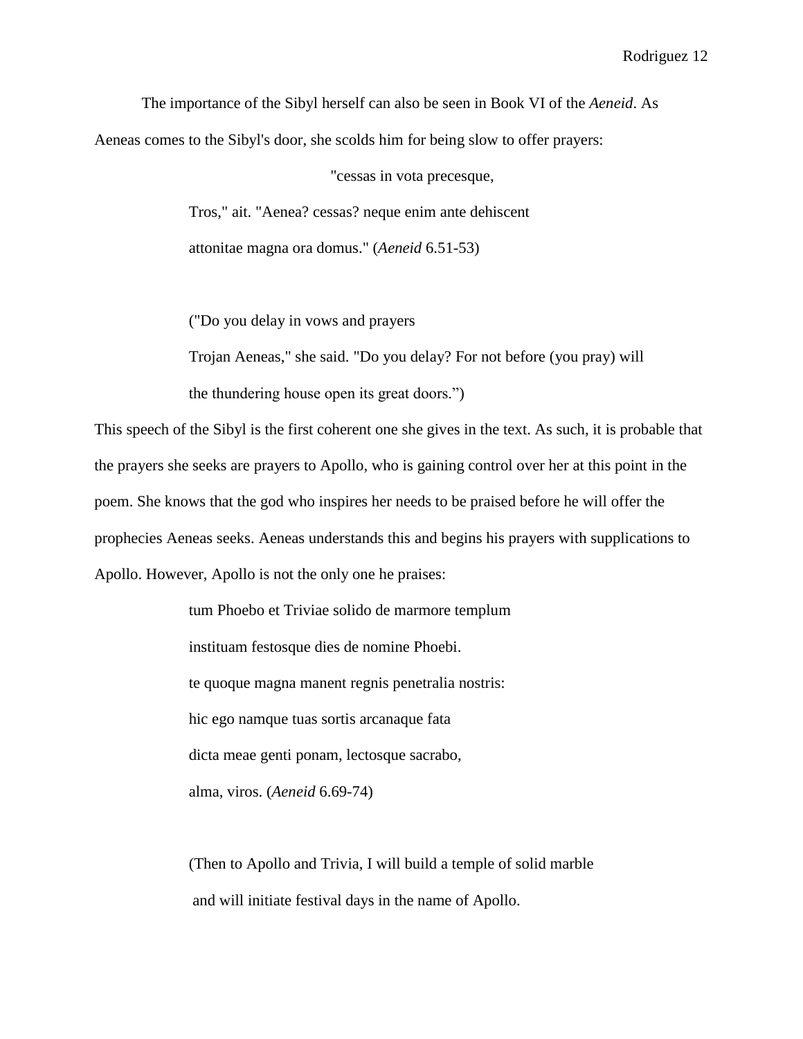The importance of the Sibyl herself can also be seen in Book VI of the *Aeneid*. As Aeneas comes to the Sibyl's door, she scolds him for being slow to offer prayers:

> "cessas in vota precesque,
>
> Tros," ait. "Aenea? cessas? neque enim ante dehiscent
>
> attonitae magna ora domus." (*Aeneid* 6.51-53)
>
> ("Do you delay in vows and prayers
>
> Trojan Aeneas," she said. "Do you delay? For not before (you pray) will
>
> the thundering house open its great doors.")

This speech of the Sibyl is the first coherent one she gives in the text. As such, it is probable that the prayers she seeks are prayers to Apollo, who is gaining control over her at this point in the poem. She knows that the god who inspires her needs to be praised before he will offer the prophecies Aeneas seeks. Aeneas understands this and begins his prayers with supplications to Apollo. However, Apollo is not the only one he praises:

> tum Phoebo et Triviae solido de marmore templum
>
> instituam festosque dies de nomine Phoebi.
>
> te quoque magna manent regnis penetralia nostris:
>
> hic ego namque tuas sortis arcanaque fata
>
> dicta meae genti ponam, lectosque sacrabo,
>
> alma, viros. (*Aeneid* 6.69-74)
>
> (Then to Apollo and Trivia, I will build a temple of solid marble
>
> and will initiate festival days in the name of Apollo.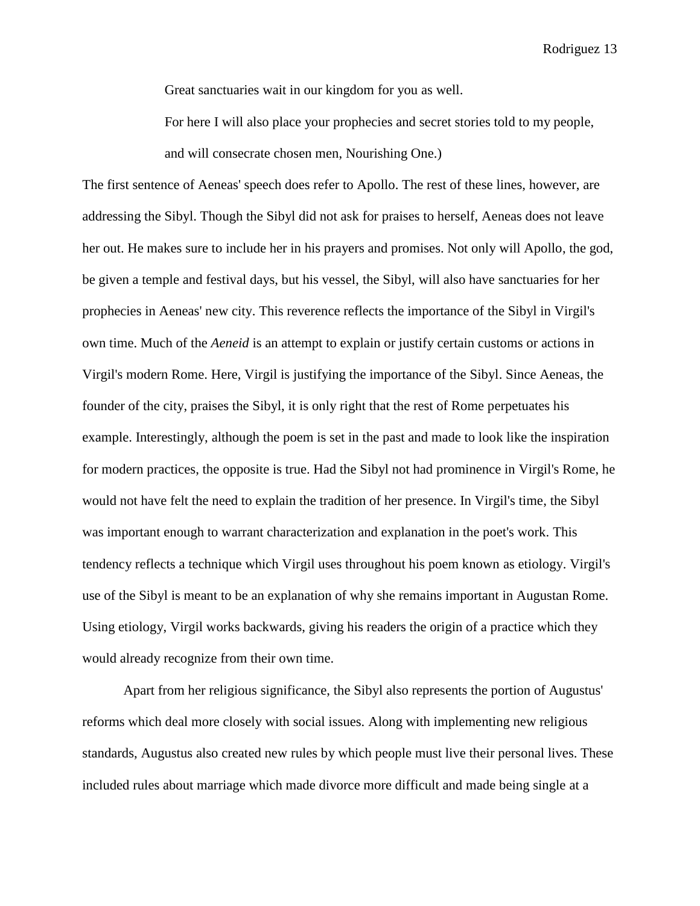> Great sanctuaries wait in our kingdom for you as well.
>
> For here I will also place your prophecies and secret stories told to my people,
>
> and will consecrate chosen men, Nourishing One.)

The first sentence of Aeneas' speech does refer to Apollo. The rest of these lines, however, are addressing the Sibyl. Though the Sibyl did not ask for praises to herself, Aeneas does not leave her out. He makes sure to include her in his prayers and promises. Not only will Apollo, the god, be given a temple and festival days, but his vessel, the Sibyl, will also have sanctuaries for her prophecies in Aeneas' new city. This reverence reflects the importance of the Sibyl in Virgil's own time. Much of the *Aeneid* is an attempt to explain or justify certain customs or actions in Virgil's modern Rome. Here, Virgil is justifying the importance of the Sibyl. Since Aeneas, the founder of the city, praises the Sibyl, it is only right that the rest of Rome perpetuates his example. Interestingly, although the poem is set in the past and made to look like the inspiration for modern practices, the opposite is true. Had the Sibyl not had prominence in Virgil's Rome, he would not have felt the need to explain the tradition of her presence. In Virgil's time, the Sibyl was important enough to warrant characterization and explanation in the poet's work. This tendency reflects a technique which Virgil uses throughout his poem known as etiology. Virgil's use of the Sibyl is meant to be an explanation of why she remains important in Augustan Rome. Using etiology, Virgil works backwards, giving his readers the origin of a practice which they would already recognize from their own time.

Apart from her religious significance, the Sibyl also represents the portion of Augustus' reforms which deal more closely with social issues. Along with implementing new religious standards, Augustus also created new rules by which people must live their personal lives. These included rules about marriage which made divorce more difficult and made being single at a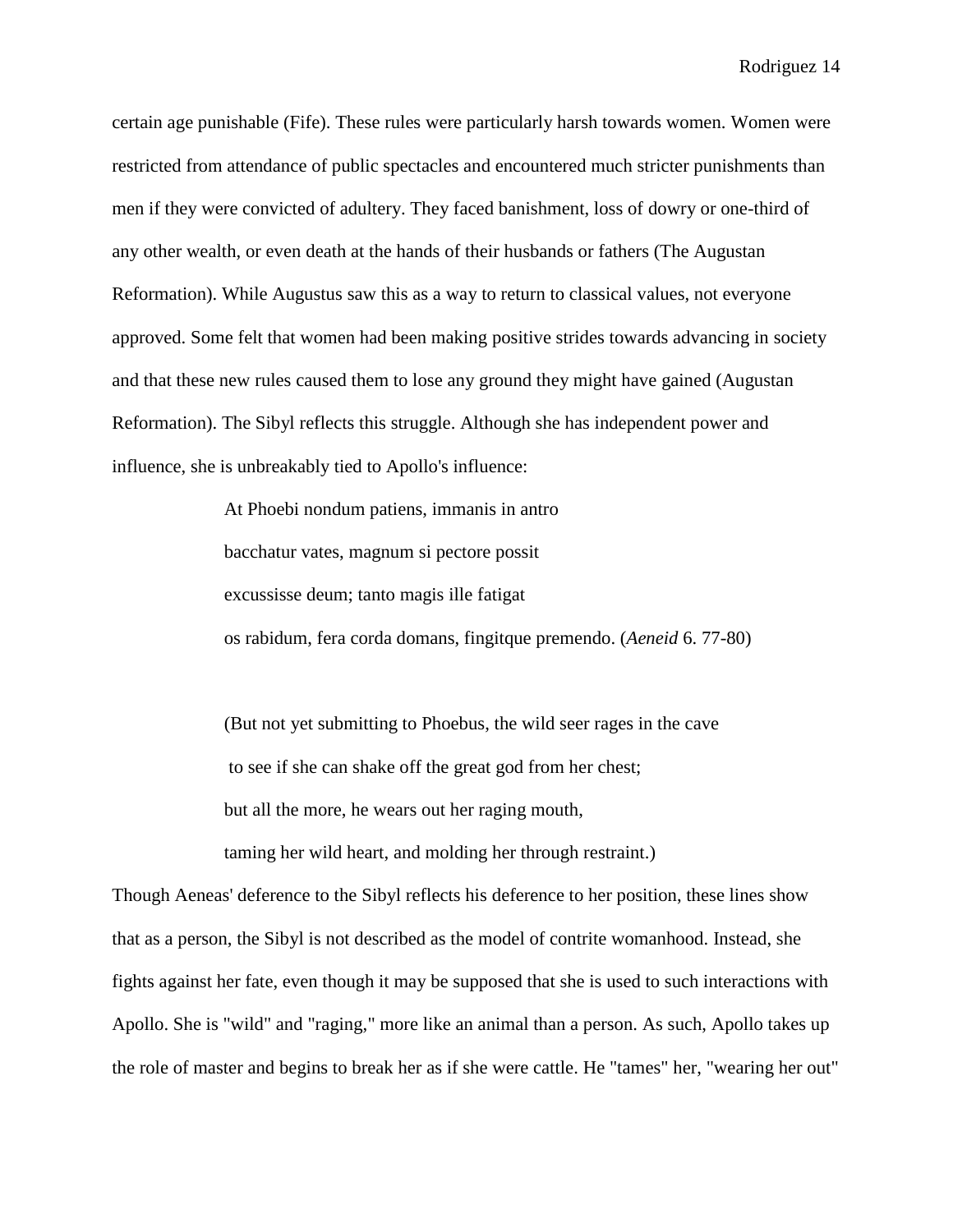certain age punishable (Fife). These rules were particularly harsh towards women. Women were restricted from attendance of public spectacles and encountered much stricter punishments than men if they were convicted of adultery. They faced banishment, loss of dowry or one-third of any other wealth, or even death at the hands of their husbands or fathers (The Augustan Reformation). While Augustus saw this as a way to return to classical values, not everyone approved. Some felt that women had been making positive strides towards advancing in society and that these new rules caused them to lose any ground they might have gained (Augustan Reformation). The Sibyl reflects this struggle. Although she has independent power and influence, she is unbreakably tied to Apollo's influence:

> At Phoebi nondum patiens, immanis in antro
> bacchatur vates, magnum si pectore possit
> excussisse deum; tanto magis ille fatigat
> os rabidum, fera corda domans, fingitque premendo. (*Aeneid* 6. 77-80)
>
> (But not yet submitting to Phoebus, the wild seer rages in the cave
> to see if she can shake off the great god from her chest;
> but all the more, he wears out her raging mouth,
> taming her wild heart, and molding her through restraint.)

Though Aeneas' deference to the Sibyl reflects his deference to her position, these lines show that as a person, the Sibyl is not described as the model of contrite womanhood. Instead, she fights against her fate, even though it may be supposed that she is used to such interactions with Apollo. She is "wild" and "raging," more like an animal than a person. As such, Apollo takes up the role of master and begins to break her as if she were cattle. He "tames" her, "wearing her out"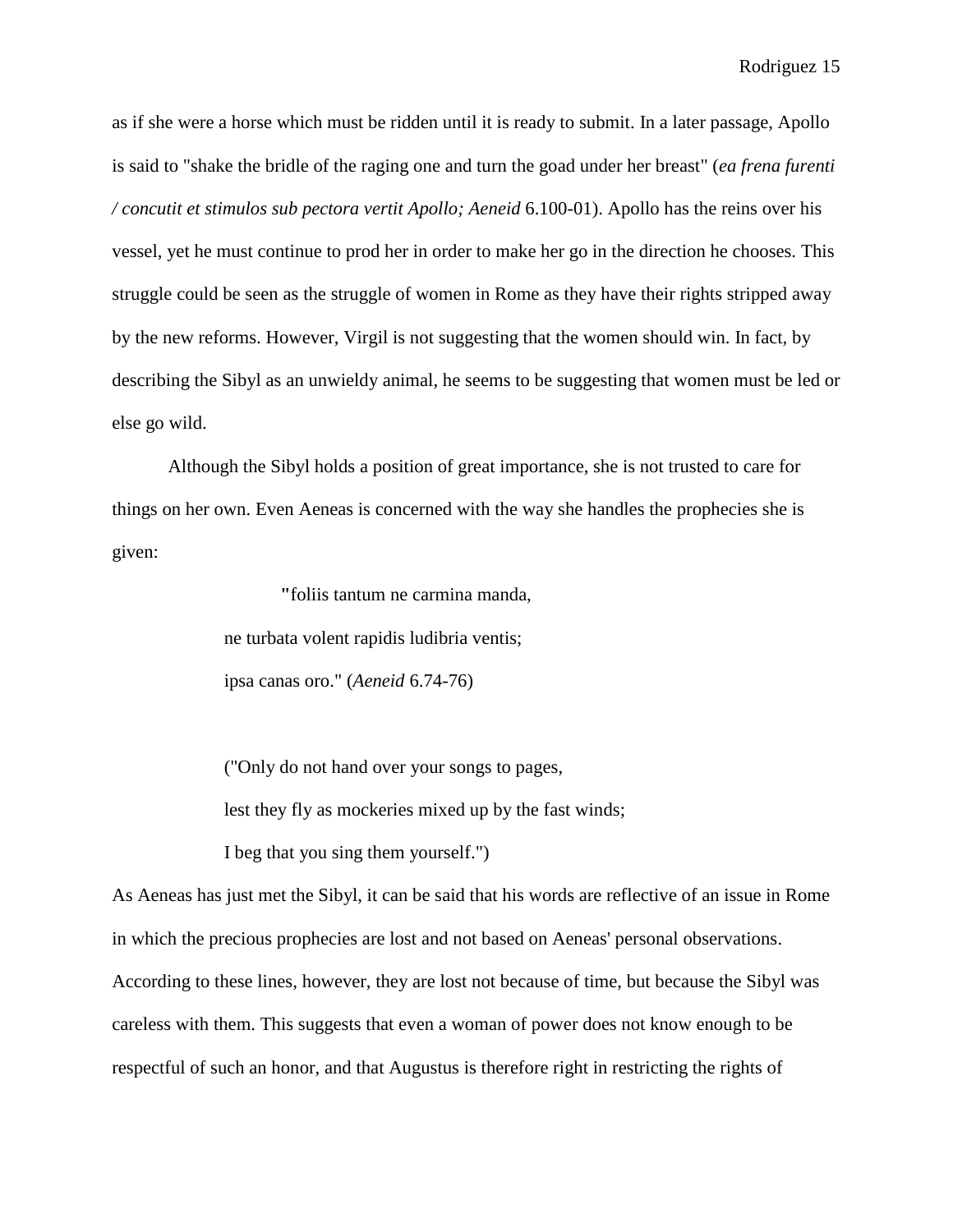as if she were a horse which must be ridden until it is ready to submit. In a later passage, Apollo is said to "shake the bridle of the raging one and turn the goad under her breast" (*ea frena furenti / concutit et stimulos sub pectora vertit Apollo; Aeneid* 6.100-01). Apollo has the reins over his vessel, yet he must continue to prod her in order to make her go in the direction he chooses. This struggle could be seen as the struggle of women in Rome as they have their rights stripped away by the new reforms. However, Virgil is not suggesting that the women should win. In fact, by describing the Sibyl as an unwieldy animal, he seems to be suggesting that women must be led or else go wild.

Although the Sibyl holds a position of great importance, she is not trusted to care for things on her own. Even Aeneas is concerned with the way she handles the prophecies she is given:

> "foliis tantum ne carmina manda,
> ne turbata volent rapidis ludibria ventis;
> ipsa canas oro." (*Aeneid* 6.74-76)
>
> ("Only do not hand over your songs to pages,
> lest they fly as mockeries mixed up by the fast winds;
> I beg that you sing them yourself.")

As Aeneas has just met the Sibyl, it can be said that his words are reflective of an issue in Rome in which the precious prophecies are lost and not based on Aeneas' personal observations. According to these lines, however, they are lost not because of time, but because the Sibyl was careless with them. This suggests that even a woman of power does not know enough to be respectful of such an honor, and that Augustus is therefore right in restricting the rights of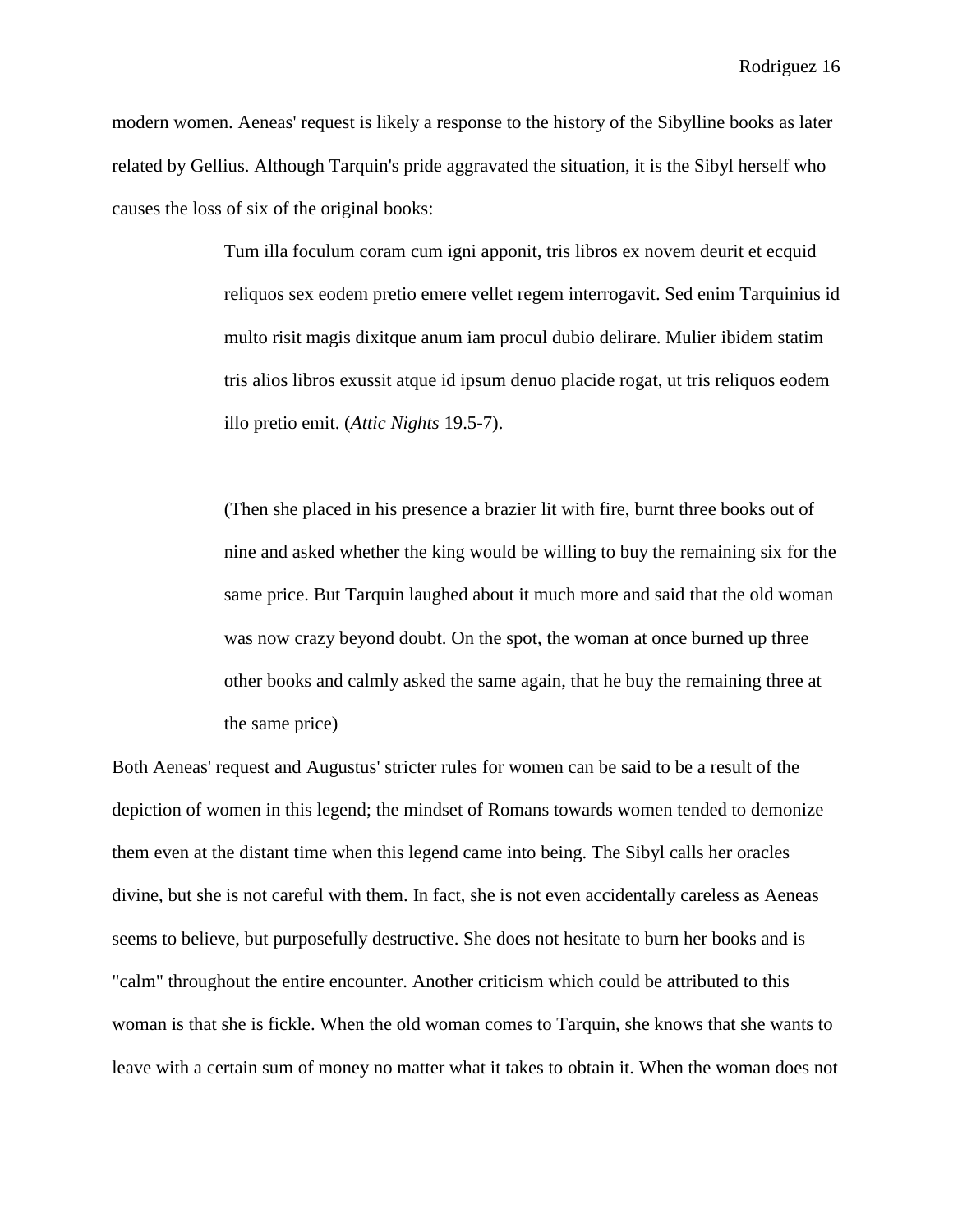modern women. Aeneas' request is likely a response to the history of the Sibylline books as later related by Gellius. Although Tarquin's pride aggravated the situation, it is the Sibyl herself who causes the loss of six of the original books:

> Tum illa foculum coram cum igni apponit, tris libros ex novem deurit et ecquid reliquos sex eodem pretio emere vellet regem interrogavit. Sed enim Tarquinius id multo risit magis dixitque anum iam procul dubio delirare. Mulier ibidem statim tris alios libros exussit atque id ipsum denuo placide rogat, ut tris reliquos eodem illo pretio emit. (*Attic Nights* 19.5-7).
>
> (Then she placed in his presence a brazier lit with fire, burnt three books out of nine and asked whether the king would be willing to buy the remaining six for the same price. But Tarquin laughed about it much more and said that the old woman was now crazy beyond doubt. On the spot, the woman at once burned up three other books and calmly asked the same again, that he buy the remaining three at the same price)

Both Aeneas' request and Augustus' stricter rules for women can be said to be a result of the depiction of women in this legend; the mindset of Romans towards women tended to demonize them even at the distant time when this legend came into being. The Sibyl calls her oracles divine, but she is not careful with them. In fact, she is not even accidentally careless as Aeneas seems to believe, but purposefully destructive. She does not hesitate to burn her books and is "calm" throughout the entire encounter. Another criticism which could be attributed to this woman is that she is fickle. When the old woman comes to Tarquin, she knows that she wants to leave with a certain sum of money no matter what it takes to obtain it. When the woman does not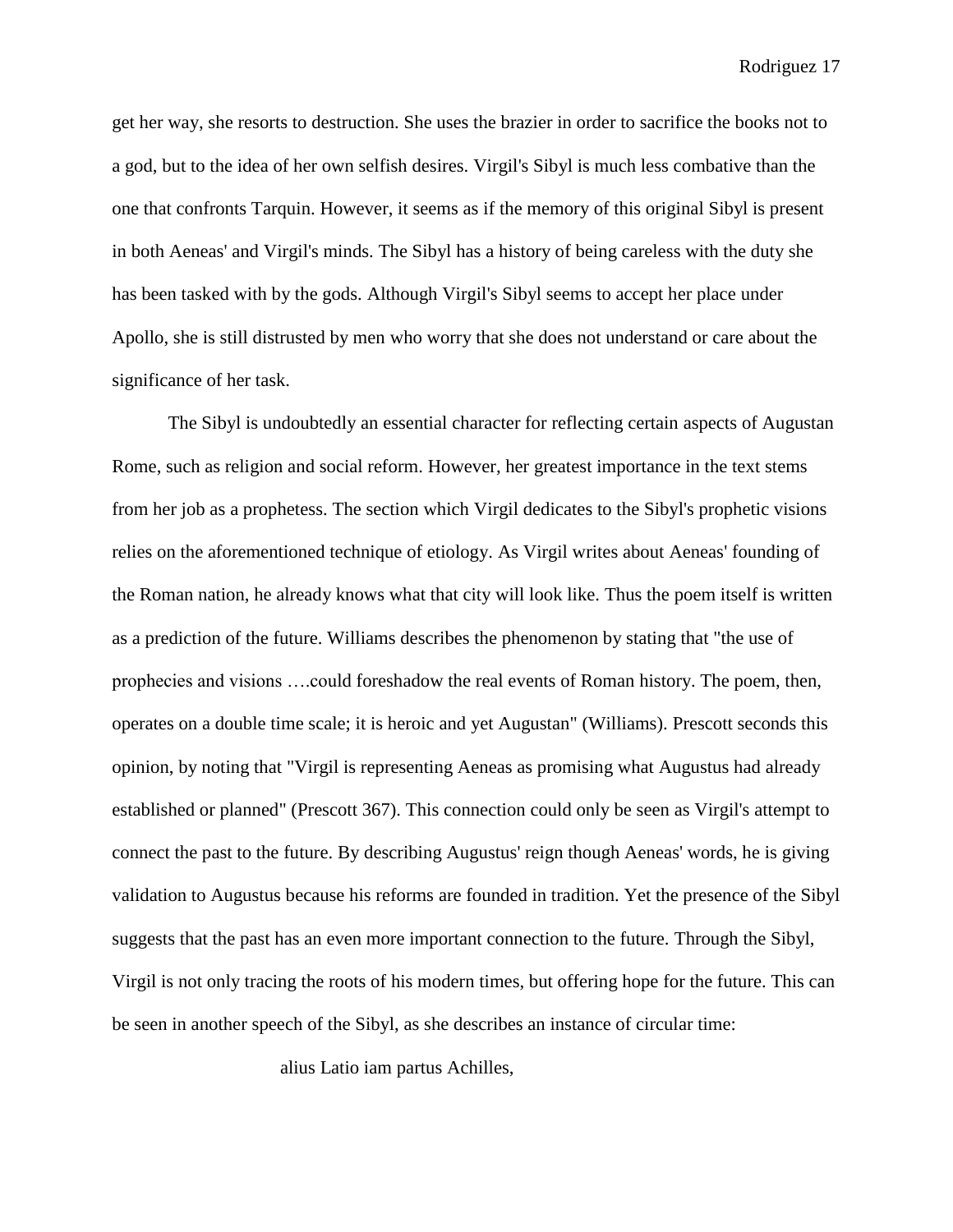get her way, she resorts to destruction. She uses the brazier in order to sacrifice the books not to a god, but to the idea of her own selfish desires. Virgil's Sibyl is much less combative than the one that confronts Tarquin. However, it seems as if the memory of this original Sibyl is present in both Aeneas' and Virgil's minds. The Sibyl has a history of being careless with the duty she has been tasked with by the gods. Although Virgil's Sibyl seems to accept her place under Apollo, she is still distrusted by men who worry that she does not understand or care about the significance of her task.

The Sibyl is undoubtedly an essential character for reflecting certain aspects of Augustan Rome, such as religion and social reform. However, her greatest importance in the text stems from her job as a prophetess. The section which Virgil dedicates to the Sibyl's prophetic visions relies on the aforementioned technique of etiology. As Virgil writes about Aeneas' founding of the Roman nation, he already knows what that city will look like. Thus the poem itself is written as a prediction of the future. Williams describes the phenomenon by stating that "the use of prophecies and visions ….could foreshadow the real events of Roman history. The poem, then, operates on a double time scale; it is heroic and yet Augustan" (Williams). Prescott seconds this opinion, by noting that "Virgil is representing Aeneas as promising what Augustus had already established or planned" (Prescott 367). This connection could only be seen as Virgil's attempt to connect the past to the future. By describing Augustus' reign though Aeneas' words, he is giving validation to Augustus because his reforms are founded in tradition. Yet the presence of the Sibyl suggests that the past has an even more important connection to the future. Through the Sibyl, Virgil is not only tracing the roots of his modern times, but offering hope for the future. This can be seen in another speech of the Sibyl, as she describes an instance of circular time:

> alius Latio iam partus Achilles,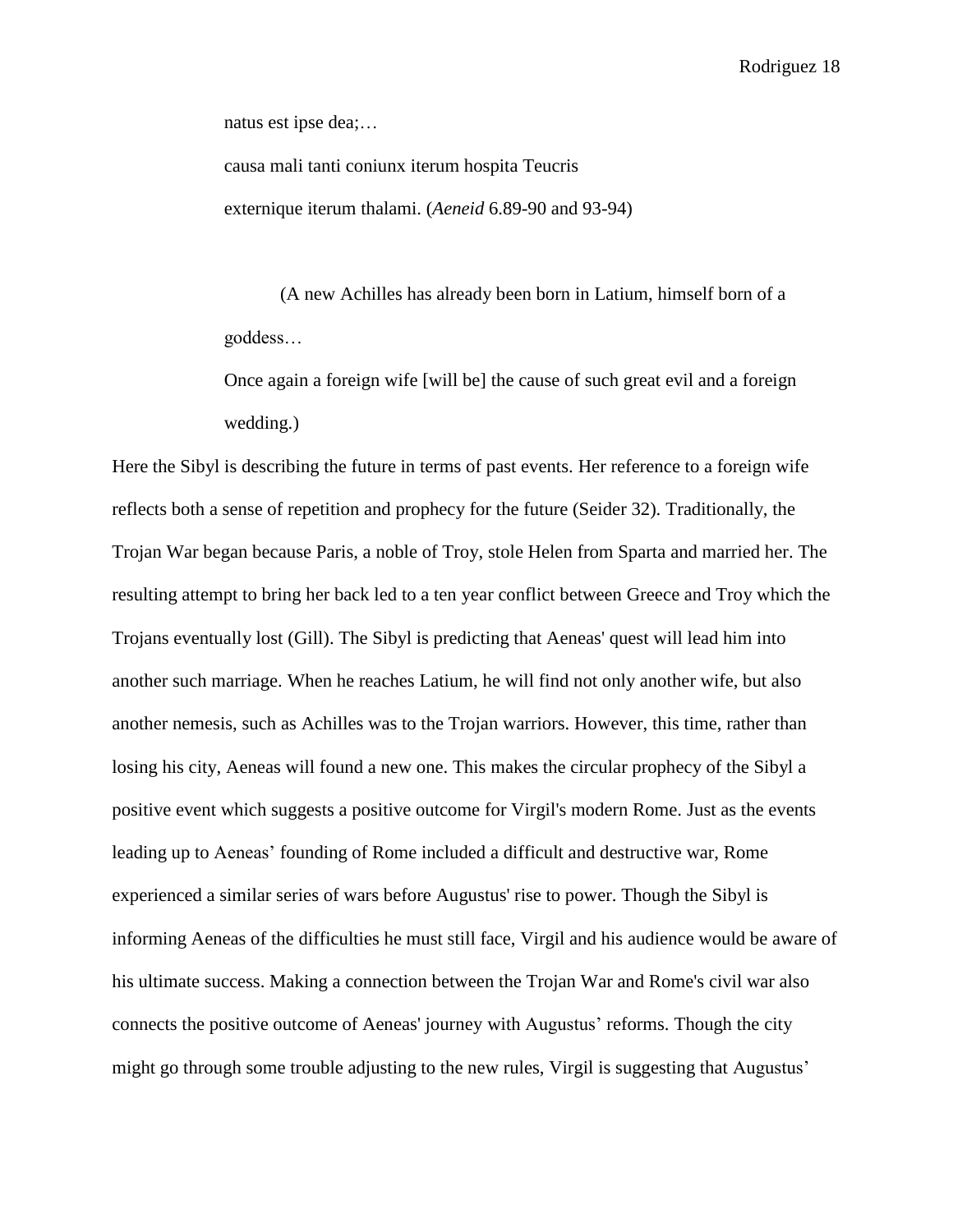natus est ipse dea;…

causa mali tanti coniunx iterum hospita Teucris

externique iterum thalami. (*Aeneid* 6.89-90 and 93-94)

(A new Achilles has already been born in Latium, himself born of a goddess…

Once again a foreign wife [will be] the cause of such great evil and a foreign wedding.)

Here the Sibyl is describing the future in terms of past events. Her reference to a foreign wife reflects both a sense of repetition and prophecy for the future (Seider 32). Traditionally, the Trojan War began because Paris, a noble of Troy, stole Helen from Sparta and married her. The resulting attempt to bring her back led to a ten year conflict between Greece and Troy which the Trojans eventually lost (Gill). The Sibyl is predicting that Aeneas' quest will lead him into another such marriage. When he reaches Latium, he will find not only another wife, but also another nemesis, such as Achilles was to the Trojan warriors. However, this time, rather than losing his city, Aeneas will found a new one. This makes the circular prophecy of the Sibyl a positive event which suggests a positive outcome for Virgil's modern Rome. Just as the events leading up to Aeneas' founding of Rome included a difficult and destructive war, Rome experienced a similar series of wars before Augustus' rise to power. Though the Sibyl is informing Aeneas of the difficulties he must still face, Virgil and his audience would be aware of his ultimate success. Making a connection between the Trojan War and Rome's civil war also connects the positive outcome of Aeneas' journey with Augustus' reforms. Though the city might go through some trouble adjusting to the new rules, Virgil is suggesting that Augustus'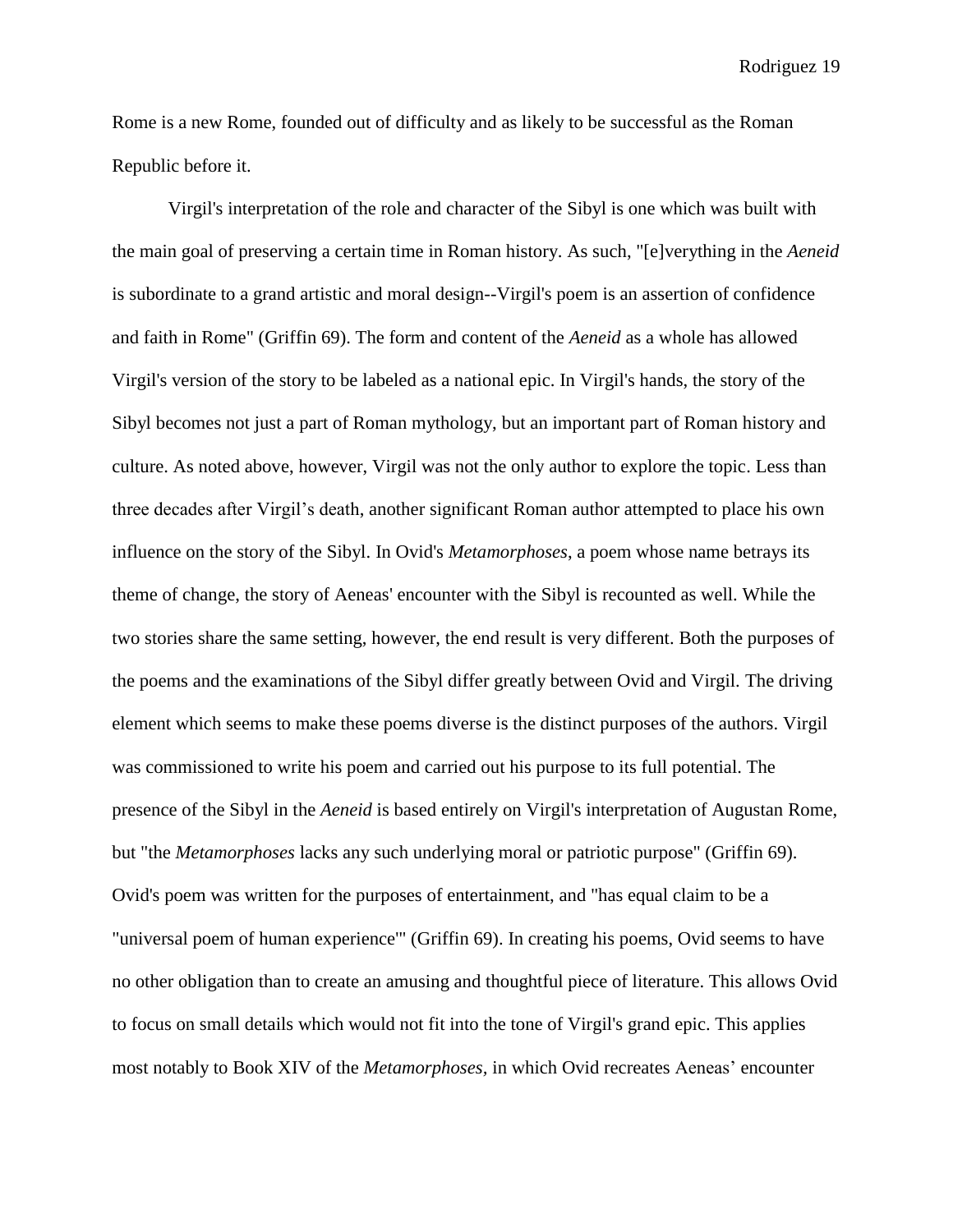Rome is a new Rome, founded out of difficulty and as likely to be successful as the Roman Republic before it.

Virgil's interpretation of the role and character of the Sibyl is one which was built with the main goal of preserving a certain time in Roman history. As such, "[e]verything in the *Aeneid* is subordinate to a grand artistic and moral design--Virgil's poem is an assertion of confidence and faith in Rome" (Griffin 69). The form and content of the *Aeneid* as a whole has allowed Virgil's version of the story to be labeled as a national epic. In Virgil's hands, the story of the Sibyl becomes not just a part of Roman mythology, but an important part of Roman history and culture. As noted above, however, Virgil was not the only author to explore the topic. Less than three decades after Virgil's death, another significant Roman author attempted to place his own influence on the story of the Sibyl. In Ovid's *Metamorphoses*, a poem whose name betrays its theme of change, the story of Aeneas' encounter with the Sibyl is recounted as well. While the two stories share the same setting, however, the end result is very different. Both the purposes of the poems and the examinations of the Sibyl differ greatly between Ovid and Virgil. The driving element which seems to make these poems diverse is the distinct purposes of the authors. Virgil was commissioned to write his poem and carried out his purpose to its full potential. The presence of the Sibyl in the *Aeneid* is based entirely on Virgil's interpretation of Augustan Rome, but "the *Metamorphoses* lacks any such underlying moral or patriotic purpose" (Griffin 69). Ovid's poem was written for the purposes of entertainment, and "has equal claim to be a "universal poem of human experience"' (Griffin 69). In creating his poems, Ovid seems to have no other obligation than to create an amusing and thoughtful piece of literature. This allows Ovid to focus on small details which would not fit into the tone of Virgil's grand epic. This applies most notably to Book XIV of the *Metamorphoses*, in which Ovid recreates Aeneas' encounter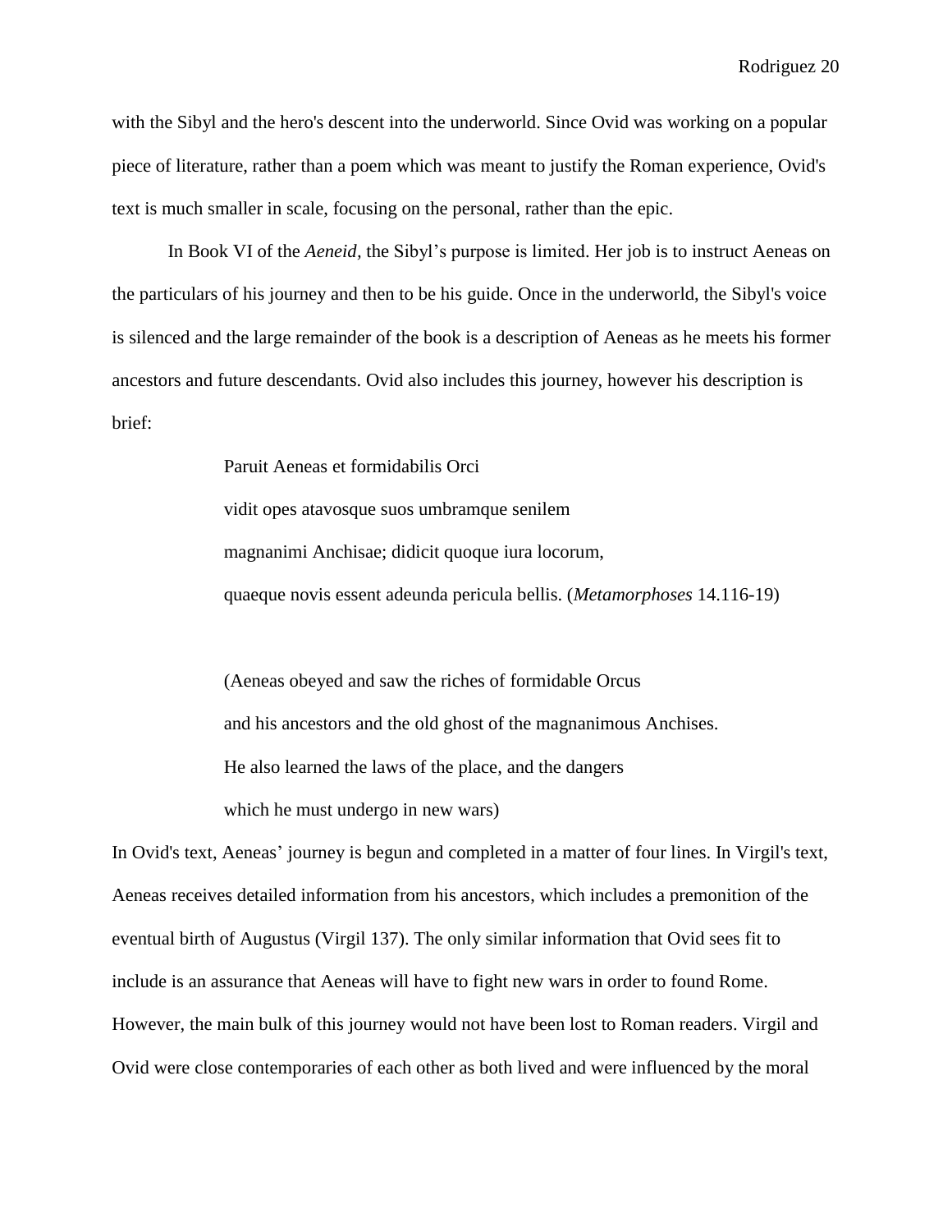with the Sibyl and the hero's descent into the underworld. Since Ovid was working on a popular piece of literature, rather than a poem which was meant to justify the Roman experience, Ovid's text is much smaller in scale, focusing on the personal, rather than the epic.

In Book VI of the *Aeneid*, the Sibyl's purpose is limited. Her job is to instruct Aeneas on the particulars of his journey and then to be his guide. Once in the underworld, the Sibyl's voice is silenced and the large remainder of the book is a description of Aeneas as he meets his former ancestors and future descendants. Ovid also includes this journey, however his description is brief:

> Paruit Aeneas et formidabilis Orci
> vidit opes atavosque suos umbramque senilem
> magnanimi Anchisae; didicit quoque iura locorum,
> quaeque novis essent adeunda pericula bellis. (*Metamorphoses* 14.116-19)
>
> (Aeneas obeyed and saw the riches of formidable Orcus
> and his ancestors and the old ghost of the magnanimous Anchises.
> He also learned the laws of the place, and the dangers
> which he must undergo in new wars)

In Ovid's text, Aeneas' journey is begun and completed in a matter of four lines. In Virgil's text, Aeneas receives detailed information from his ancestors, which includes a premonition of the eventual birth of Augustus (Virgil 137). The only similar information that Ovid sees fit to include is an assurance that Aeneas will have to fight new wars in order to found Rome. However, the main bulk of this journey would not have been lost to Roman readers. Virgil and Ovid were close contemporaries of each other as both lived and were influenced by the moral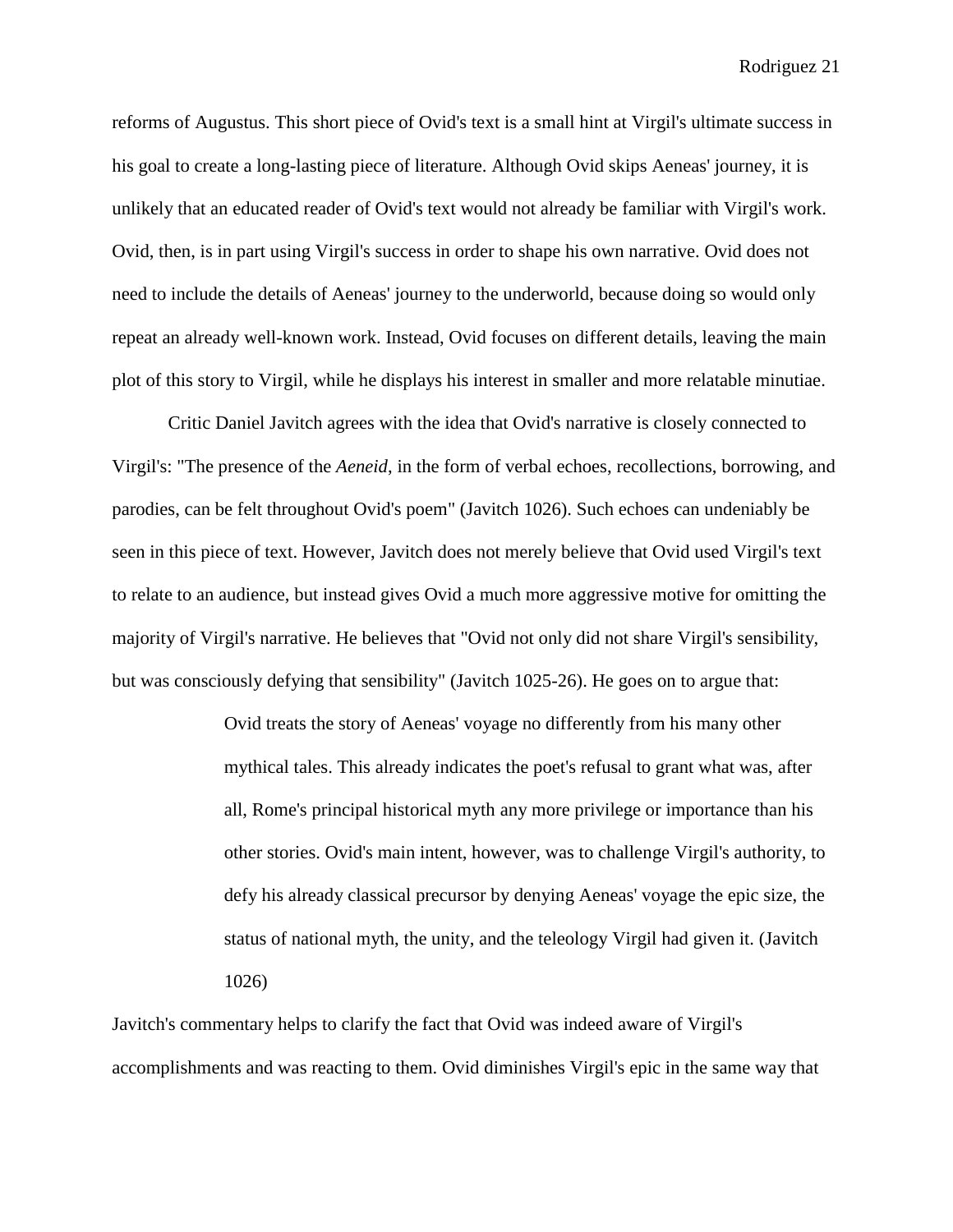reforms of Augustus. This short piece of Ovid's text is a small hint at Virgil's ultimate success in his goal to create a long-lasting piece of literature. Although Ovid skips Aeneas' journey, it is unlikely that an educated reader of Ovid's text would not already be familiar with Virgil's work. Ovid, then, is in part using Virgil's success in order to shape his own narrative. Ovid does not need to include the details of Aeneas' journey to the underworld, because doing so would only repeat an already well-known work. Instead, Ovid focuses on different details, leaving the main plot of this story to Virgil, while he displays his interest in smaller and more relatable minutiae.

Critic Daniel Javitch agrees with the idea that Ovid's narrative is closely connected to Virgil's: "The presence of the *Aeneid*, in the form of verbal echoes, recollections, borrowing, and parodies, can be felt throughout Ovid's poem" (Javitch 1026). Such echoes can undeniably be seen in this piece of text. However, Javitch does not merely believe that Ovid used Virgil's text to relate to an audience, but instead gives Ovid a much more aggressive motive for omitting the majority of Virgil's narrative. He believes that "Ovid not only did not share Virgil's sensibility, but was consciously defying that sensibility" (Javitch 1025-26). He goes on to argue that:

> Ovid treats the story of Aeneas' voyage no differently from his many other mythical tales. This already indicates the poet's refusal to grant what was, after all, Rome's principal historical myth any more privilege or importance than his other stories. Ovid's main intent, however, was to challenge Virgil's authority, to defy his already classical precursor by denying Aeneas' voyage the epic size, the status of national myth, the unity, and the teleology Virgil had given it. (Javitch 1026)

Javitch's commentary helps to clarify the fact that Ovid was indeed aware of Virgil's accomplishments and was reacting to them. Ovid diminishes Virgil's epic in the same way that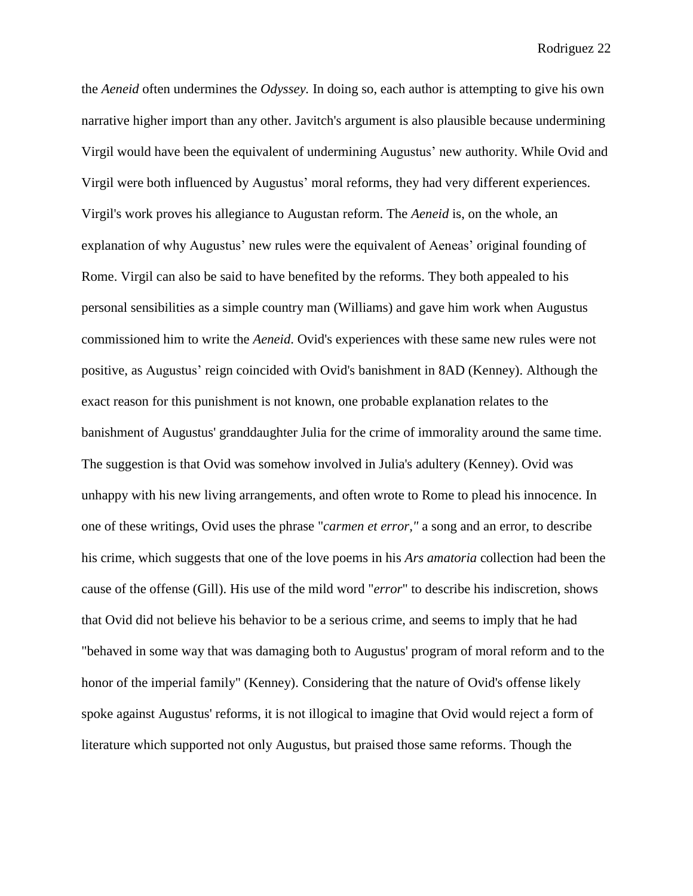the *Aeneid* often undermines the *Odyssey.* In doing so, each author is attempting to give his own narrative higher import than any other. Javitch's argument is also plausible because undermining Virgil would have been the equivalent of undermining Augustus' new authority. While Ovid and Virgil were both influenced by Augustus' moral reforms, they had very different experiences. Virgil's work proves his allegiance to Augustan reform. The *Aeneid* is, on the whole, an explanation of why Augustus' new rules were the equivalent of Aeneas' original founding of Rome. Virgil can also be said to have benefited by the reforms. They both appealed to his personal sensibilities as a simple country man (Williams) and gave him work when Augustus commissioned him to write the *Aeneid*. Ovid's experiences with these same new rules were not positive, as Augustus' reign coincided with Ovid's banishment in 8AD (Kenney). Although the exact reason for this punishment is not known, one probable explanation relates to the banishment of Augustus' granddaughter Julia for the crime of immorality around the same time. The suggestion is that Ovid was somehow involved in Julia's adultery (Kenney). Ovid was unhappy with his new living arrangements, and often wrote to Rome to plead his innocence. In one of these writings, Ovid uses the phrase "*carmen et error,"* a song and an error, to describe his crime, which suggests that one of the love poems in his *Ars amatoria* collection had been the cause of the offense (Gill). His use of the mild word "*error*" to describe his indiscretion, shows that Ovid did not believe his behavior to be a serious crime, and seems to imply that he had "behaved in some way that was damaging both to Augustus' program of moral reform and to the honor of the imperial family" (Kenney). Considering that the nature of Ovid's offense likely spoke against Augustus' reforms, it is not illogical to imagine that Ovid would reject a form of literature which supported not only Augustus, but praised those same reforms. Though the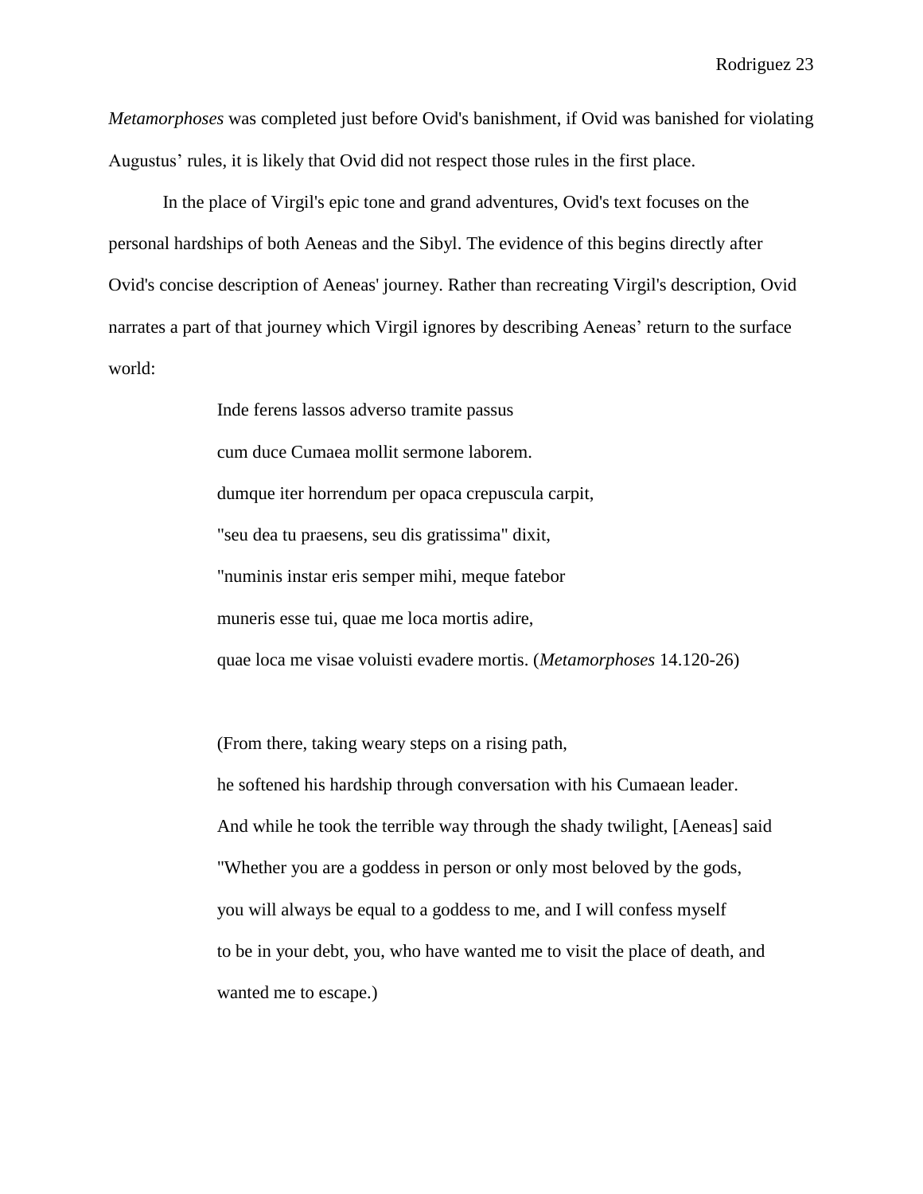*Metamorphoses* was completed just before Ovid's banishment, if Ovid was banished for violating Augustus' rules, it is likely that Ovid did not respect those rules in the first place.

In the place of Virgil's epic tone and grand adventures, Ovid's text focuses on the personal hardships of both Aeneas and the Sibyl. The evidence of this begins directly after Ovid's concise description of Aeneas' journey. Rather than recreating Virgil's description, Ovid narrates a part of that journey which Virgil ignores by describing Aeneas' return to the surface world:

> Inde ferens lassos adverso tramite passus
> cum duce Cumaea mollit sermone laborem.
> dumque iter horrendum per opaca crepuscula carpit,
> "seu dea tu praesens, seu dis gratissima" dixit,
> "numinis instar eris semper mihi, meque fatebor
> muneris esse tui, quae me loca mortis adire,
> quae loca me visae voluisti evadere mortis. (*Metamorphoses* 14.120-26)
>
> (From there, taking weary steps on a rising path,
> he softened his hardship through conversation with his Cumaean leader.
> And while he took the terrible way through the shady twilight, [Aeneas] said
> "Whether you are a goddess in person or only most beloved by the gods,
> you will always be equal to a goddess to me, and I will confess myself
> to be in your debt, you, who have wanted me to visit the place of death, and
> wanted me to escape.)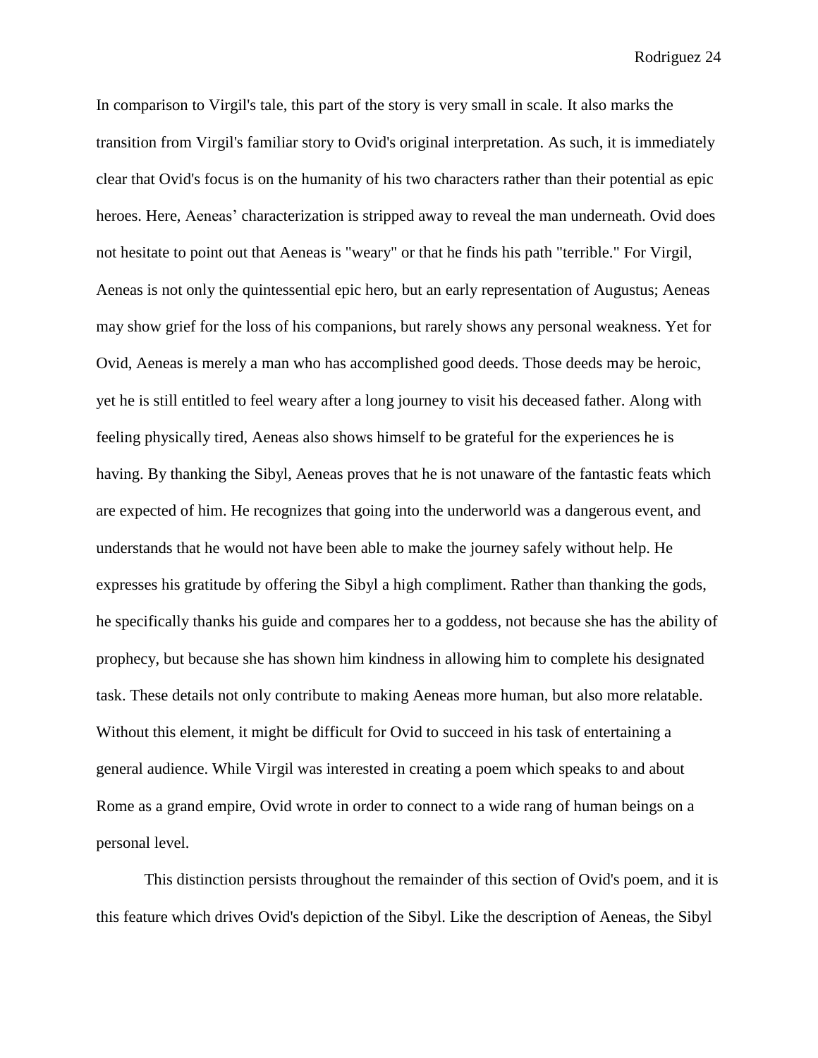In comparison to Virgil's tale, this part of the story is very small in scale. It also marks the transition from Virgil's familiar story to Ovid's original interpretation. As such, it is immediately clear that Ovid's focus is on the humanity of his two characters rather than their potential as epic heroes. Here, Aeneas' characterization is stripped away to reveal the man underneath. Ovid does not hesitate to point out that Aeneas is "weary" or that he finds his path "terrible." For Virgil, Aeneas is not only the quintessential epic hero, but an early representation of Augustus; Aeneas may show grief for the loss of his companions, but rarely shows any personal weakness. Yet for Ovid, Aeneas is merely a man who has accomplished good deeds. Those deeds may be heroic, yet he is still entitled to feel weary after a long journey to visit his deceased father. Along with feeling physically tired, Aeneas also shows himself to be grateful for the experiences he is having. By thanking the Sibyl, Aeneas proves that he is not unaware of the fantastic feats which are expected of him. He recognizes that going into the underworld was a dangerous event, and understands that he would not have been able to make the journey safely without help. He expresses his gratitude by offering the Sibyl a high compliment. Rather than thanking the gods, he specifically thanks his guide and compares her to a goddess, not because she has the ability of prophecy, but because she has shown him kindness in allowing him to complete his designated task. These details not only contribute to making Aeneas more human, but also more relatable. Without this element, it might be difficult for Ovid to succeed in his task of entertaining a general audience. While Virgil was interested in creating a poem which speaks to and about Rome as a grand empire, Ovid wrote in order to connect to a wide rang of human beings on a personal level.

This distinction persists throughout the remainder of this section of Ovid's poem, and it is this feature which drives Ovid's depiction of the Sibyl. Like the description of Aeneas, the Sibyl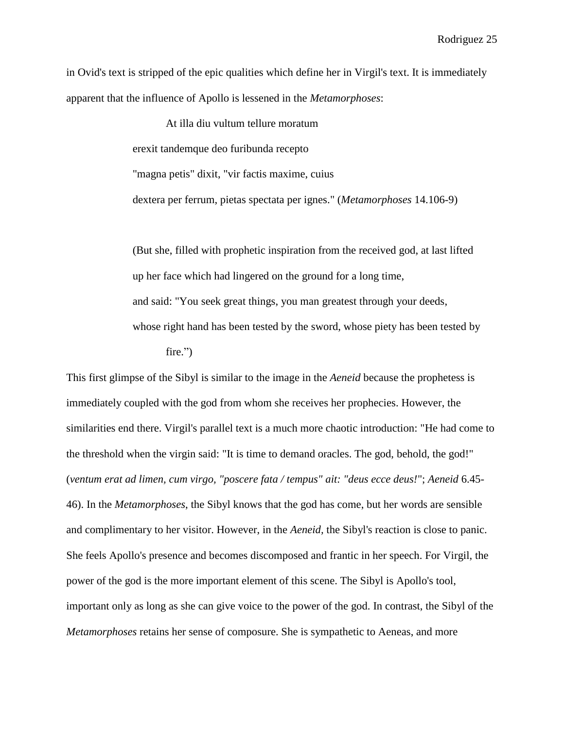in Ovid's text is stripped of the epic qualities which define her in Virgil's text. It is immediately apparent that the influence of Apollo is lessened in the *Metamorphoses*:

> At illa diu vultum tellure moratum
> erexit tandemque deo furibunda recepto
> "magna petis" dixit, "vir factis maxime, cuius
> dextera per ferrum, pietas spectata per ignes." (*Metamorphoses* 14.106-9)
>
> (But she, filled with prophetic inspiration from the received god, at last lifted up her face which had lingered on the ground for a long time,
> and said: "You seek great things, you man greatest through your deeds,
> whose right hand has been tested by the sword, whose piety has been tested by fire.")

This first glimpse of the Sibyl is similar to the image in the *Aeneid* because the prophetess is immediately coupled with the god from whom she receives her prophecies. However, the similarities end there. Virgil's parallel text is a much more chaotic introduction: "He had come to the threshold when the virgin said: "It is time to demand oracles. The god, behold, the god!" (*ventum erat ad limen, cum virgo, "poscere fata / tempus" ait: "deus ecce deus!*"; *Aeneid* 6.45-46). In the *Metamorphoses*, the Sibyl knows that the god has come, but her words are sensible and complimentary to her visitor. However, in the *Aeneid,* the Sibyl's reaction is close to panic. She feels Apollo's presence and becomes discomposed and frantic in her speech. For Virgil, the power of the god is the more important element of this scene. The Sibyl is Apollo's tool, important only as long as she can give voice to the power of the god. In contrast, the Sibyl of the *Metamorphoses* retains her sense of composure. She is sympathetic to Aeneas, and more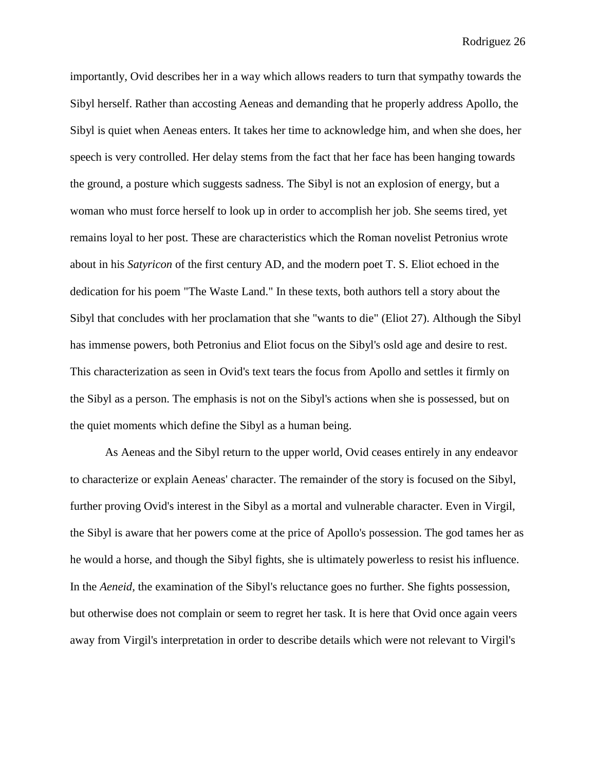importantly, Ovid describes her in a way which allows readers to turn that sympathy towards the Sibyl herself. Rather than accosting Aeneas and demanding that he properly address Apollo, the Sibyl is quiet when Aeneas enters. It takes her time to acknowledge him, and when she does, her speech is very controlled. Her delay stems from the fact that her face has been hanging towards the ground, a posture which suggests sadness. The Sibyl is not an explosion of energy, but a woman who must force herself to look up in order to accomplish her job. She seems tired, yet remains loyal to her post. These are characteristics which the Roman novelist Petronius wrote about in his *Satyricon* of the first century AD, and the modern poet T. S. Eliot echoed in the dedication for his poem "The Waste Land." In these texts, both authors tell a story about the Sibyl that concludes with her proclamation that she "wants to die" (Eliot 27). Although the Sibyl has immense powers, both Petronius and Eliot focus on the Sibyl's osld age and desire to rest. This characterization as seen in Ovid's text tears the focus from Apollo and settles it firmly on the Sibyl as a person. The emphasis is not on the Sibyl's actions when she is possessed, but on the quiet moments which define the Sibyl as a human being.

As Aeneas and the Sibyl return to the upper world, Ovid ceases entirely in any endeavor to characterize or explain Aeneas' character. The remainder of the story is focused on the Sibyl, further proving Ovid's interest in the Sibyl as a mortal and vulnerable character. Even in Virgil, the Sibyl is aware that her powers come at the price of Apollo's possession. The god tames her as he would a horse, and though the Sibyl fights, she is ultimately powerless to resist his influence. In the *Aeneid*, the examination of the Sibyl's reluctance goes no further. She fights possession, but otherwise does not complain or seem to regret her task. It is here that Ovid once again veers away from Virgil's interpretation in order to describe details which were not relevant to Virgil's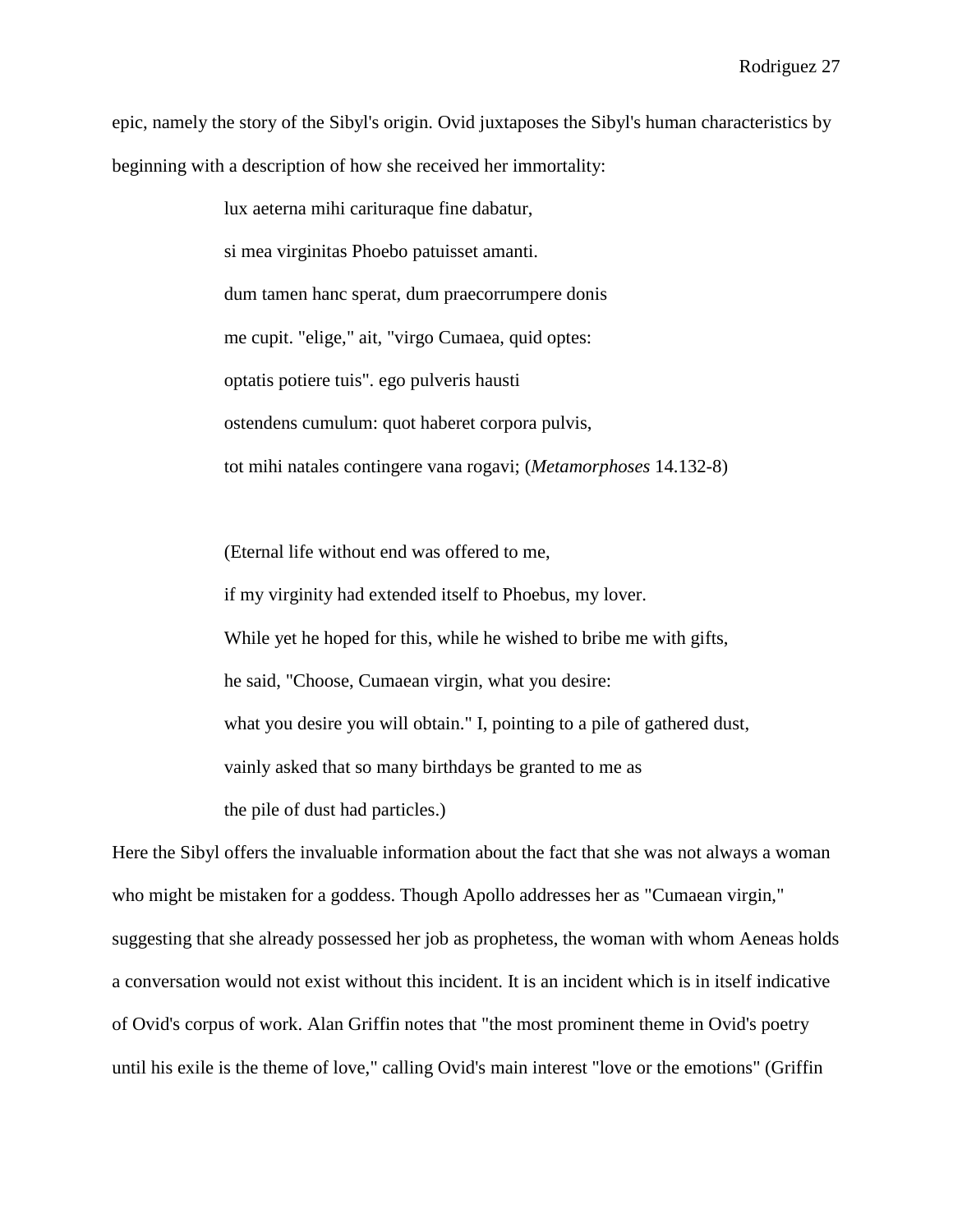epic, namely the story of the Sibyl's origin. Ovid juxtaposes the Sibyl's human characteristics by beginning with a description of how she received her immortality:

> lux aeterna mihi carituraque fine dabatur,
> si mea virginitas Phoebo patuisset amanti.
> dum tamen hanc sperat, dum praecorrumpere donis
> me cupit. "elige," ait, "virgo Cumaea, quid optes:
> optatis potiere tuis". ego pulveris hausti
> ostendens cumulum: quot haberet corpora pulvis,
> tot mihi natales contingere vana rogavi; (*Metamorphoses* 14.132-8)
>
> (Eternal life without end was offered to me,
> if my virginity had extended itself to Phoebus, my lover.
> While yet he hoped for this, while he wished to bribe me with gifts,
> he said, "Choose, Cumaean virgin, what you desire:
> what you desire you will obtain." I, pointing to a pile of gathered dust,
> vainly asked that so many birthdays be granted to me as
> the pile of dust had particles.)

Here the Sibyl offers the invaluable information about the fact that she was not always a woman who might be mistaken for a goddess. Though Apollo addresses her as "Cumaean virgin," suggesting that she already possessed her job as prophetess, the woman with whom Aeneas holds a conversation would not exist without this incident. It is an incident which is in itself indicative of Ovid's corpus of work. Alan Griffin notes that "the most prominent theme in Ovid's poetry until his exile is the theme of love," calling Ovid's main interest "love or the emotions" (Griffin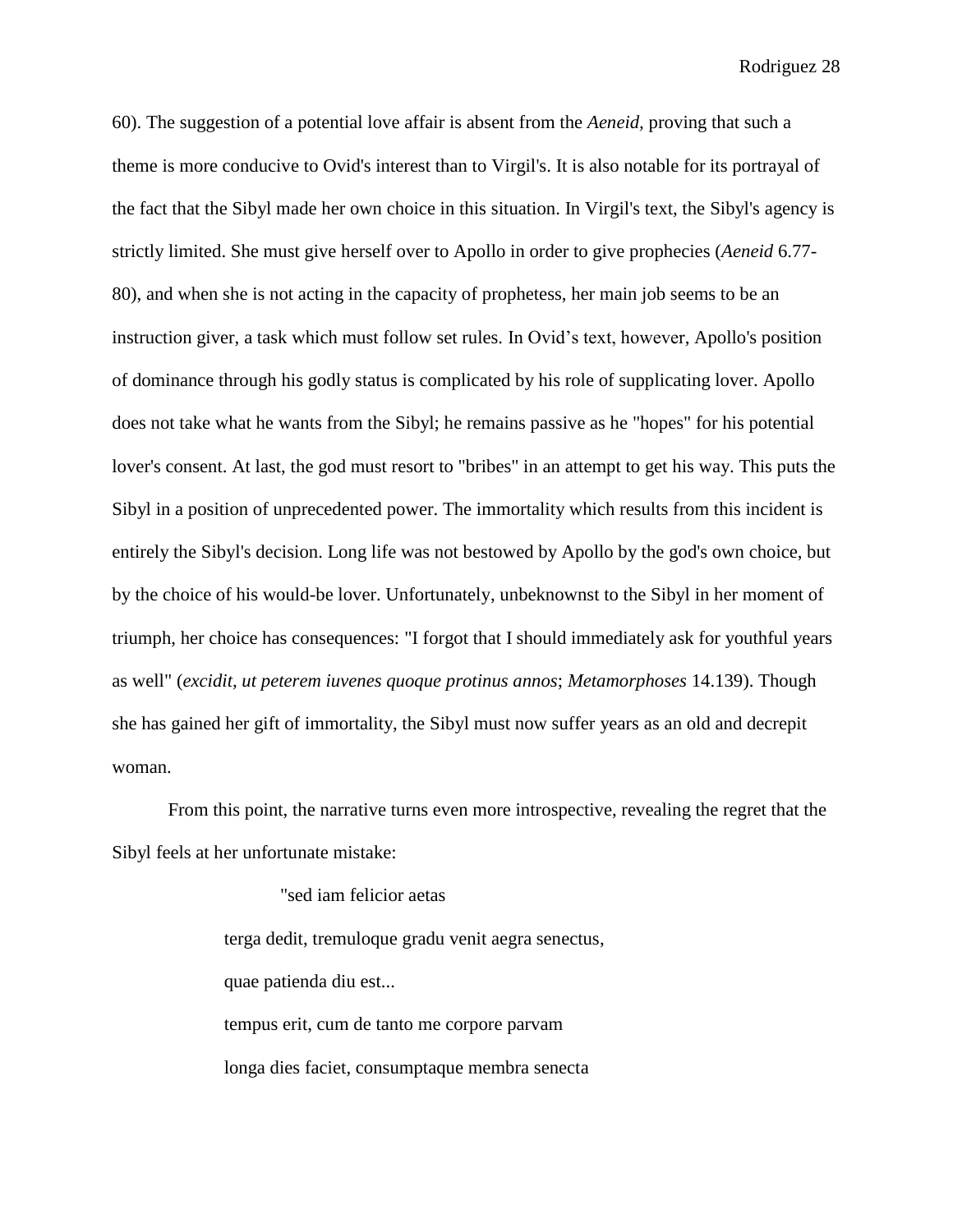60). The suggestion of a potential love affair is absent from the *Aeneid*, proving that such a theme is more conducive to Ovid's interest than to Virgil's. It is also notable for its portrayal of the fact that the Sibyl made her own choice in this situation. In Virgil's text, the Sibyl's agency is strictly limited. She must give herself over to Apollo in order to give prophecies (*Aeneid* 6.77-80), and when she is not acting in the capacity of prophetess, her main job seems to be an instruction giver, a task which must follow set rules. In Ovid's text, however, Apollo's position of dominance through his godly status is complicated by his role of supplicating lover. Apollo does not take what he wants from the Sibyl; he remains passive as he "hopes" for his potential lover's consent. At last, the god must resort to "bribes" in an attempt to get his way. This puts the Sibyl in a position of unprecedented power. The immortality which results from this incident is entirely the Sibyl's decision. Long life was not bestowed by Apollo by the god's own choice, but by the choice of his would-be lover. Unfortunately, unbeknownst to the Sibyl in her moment of triumph, her choice has consequences: "I forgot that I should immediately ask for youthful years as well" (*excidit, ut peterem iuvenes quoque protinus annos*; *Metamorphoses* 14.139). Though she has gained her gift of immortality, the Sibyl must now suffer years as an old and decrepit woman.

From this point, the narrative turns even more introspective, revealing the regret that the Sibyl feels at her unfortunate mistake:

> "sed iam felicior aetas
>
> terga dedit, tremuloque gradu venit aegra senectus,
>
> quae patienda diu est...
>
> tempus erit, cum de tanto me corpore parvam
>
> longa dies faciet, consumptaque membra senecta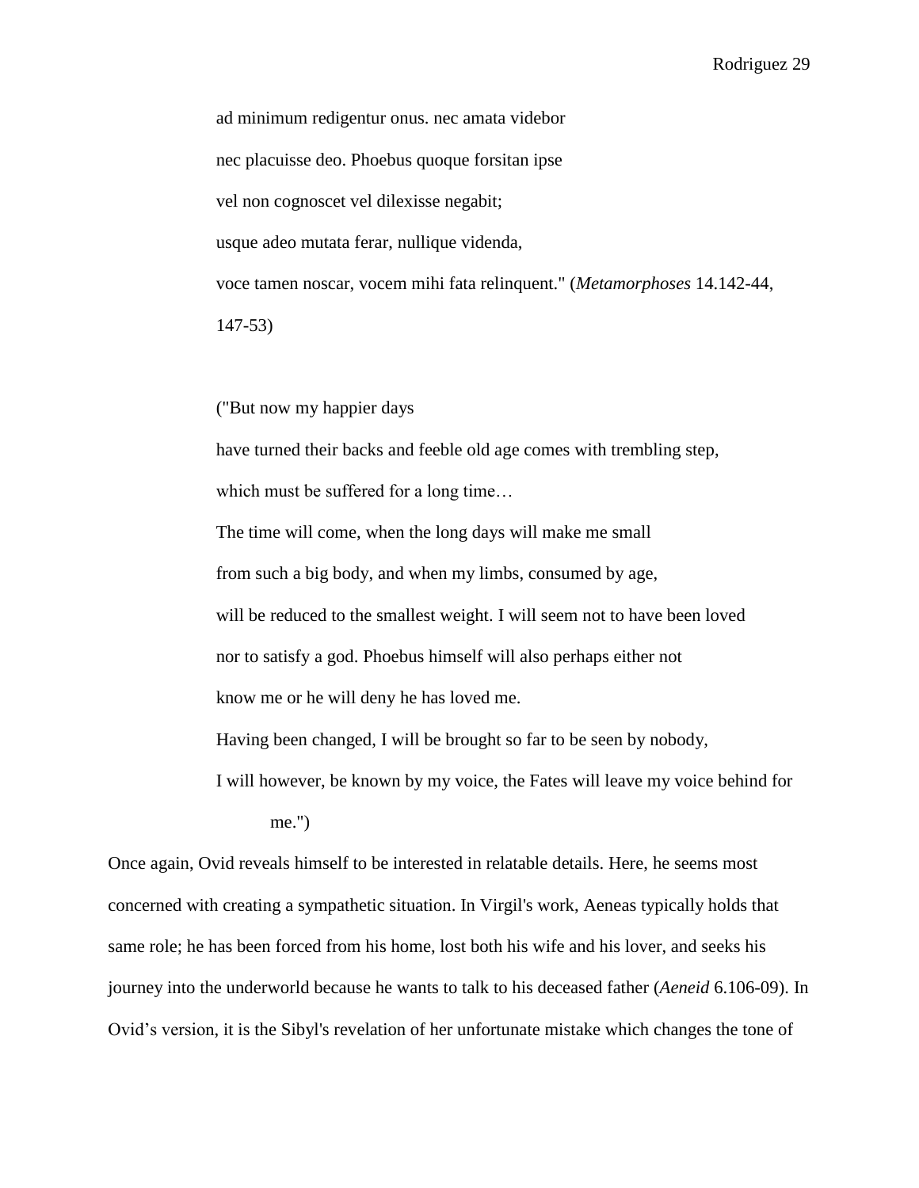ad minimum redigentur onus. nec amata videbor
nec placuisse deo. Phoebus quoque forsitan ipse
vel non cognoscet vel dilexisse negabit;
usque adeo mutata ferar, nullique videnda,
voce tamen noscar, vocem mihi fata relinquent." (*Metamorphoses* 14.142-44, 147-53)

("But now my happier days
have turned their backs and feeble old age comes with trembling step,
which must be suffered for a long time…
The time will come, when the long days will make me small
from such a big body, and when my limbs, consumed by age,
will be reduced to the smallest weight. I will seem not to have been loved
nor to satisfy a god. Phoebus himself will also perhaps either not
know me or he will deny he has loved me.
Having been changed, I will be brought so far to be seen by nobody,
I will however, be known by my voice, the Fates will leave my voice behind for me.")

Once again, Ovid reveals himself to be interested in relatable details. Here, he seems most concerned with creating a sympathetic situation. In Virgil's work, Aeneas typically holds that same role; he has been forced from his home, lost both his wife and his lover, and seeks his journey into the underworld because he wants to talk to his deceased father (*Aeneid* 6.106-09). In Ovid's version, it is the Sibyl's revelation of her unfortunate mistake which changes the tone of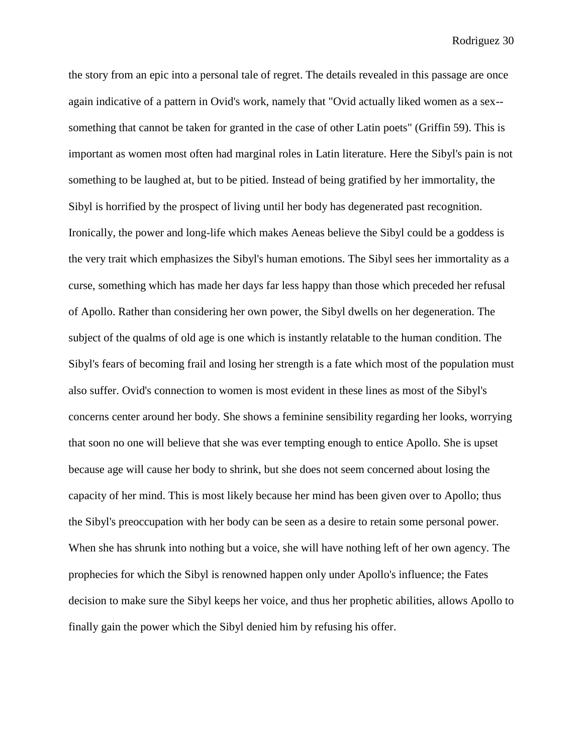the story from an epic into a personal tale of regret. The details revealed in this passage are once again indicative of a pattern in Ovid's work, namely that "Ovid actually liked women as a sex--something that cannot be taken for granted in the case of other Latin poets" (Griffin 59). This is important as women most often had marginal roles in Latin literature. Here the Sibyl's pain is not something to be laughed at, but to be pitied. Instead of being gratified by her immortality, the Sibyl is horrified by the prospect of living until her body has degenerated past recognition. Ironically, the power and long-life which makes Aeneas believe the Sibyl could be a goddess is the very trait which emphasizes the Sibyl's human emotions. The Sibyl sees her immortality as a curse, something which has made her days far less happy than those which preceded her refusal of Apollo. Rather than considering her own power, the Sibyl dwells on her degeneration. The subject of the qualms of old age is one which is instantly relatable to the human condition. The Sibyl's fears of becoming frail and losing her strength is a fate which most of the population must also suffer. Ovid's connection to women is most evident in these lines as most of the Sibyl's concerns center around her body. She shows a feminine sensibility regarding her looks, worrying that soon no one will believe that she was ever tempting enough to entice Apollo. She is upset because age will cause her body to shrink, but she does not seem concerned about losing the capacity of her mind. This is most likely because her mind has been given over to Apollo; thus the Sibyl's preoccupation with her body can be seen as a desire to retain some personal power. When she has shrunk into nothing but a voice, she will have nothing left of her own agency. The prophecies for which the Sibyl is renowned happen only under Apollo's influence; the Fates decision to make sure the Sibyl keeps her voice, and thus her prophetic abilities, allows Apollo to finally gain the power which the Sibyl denied him by refusing his offer.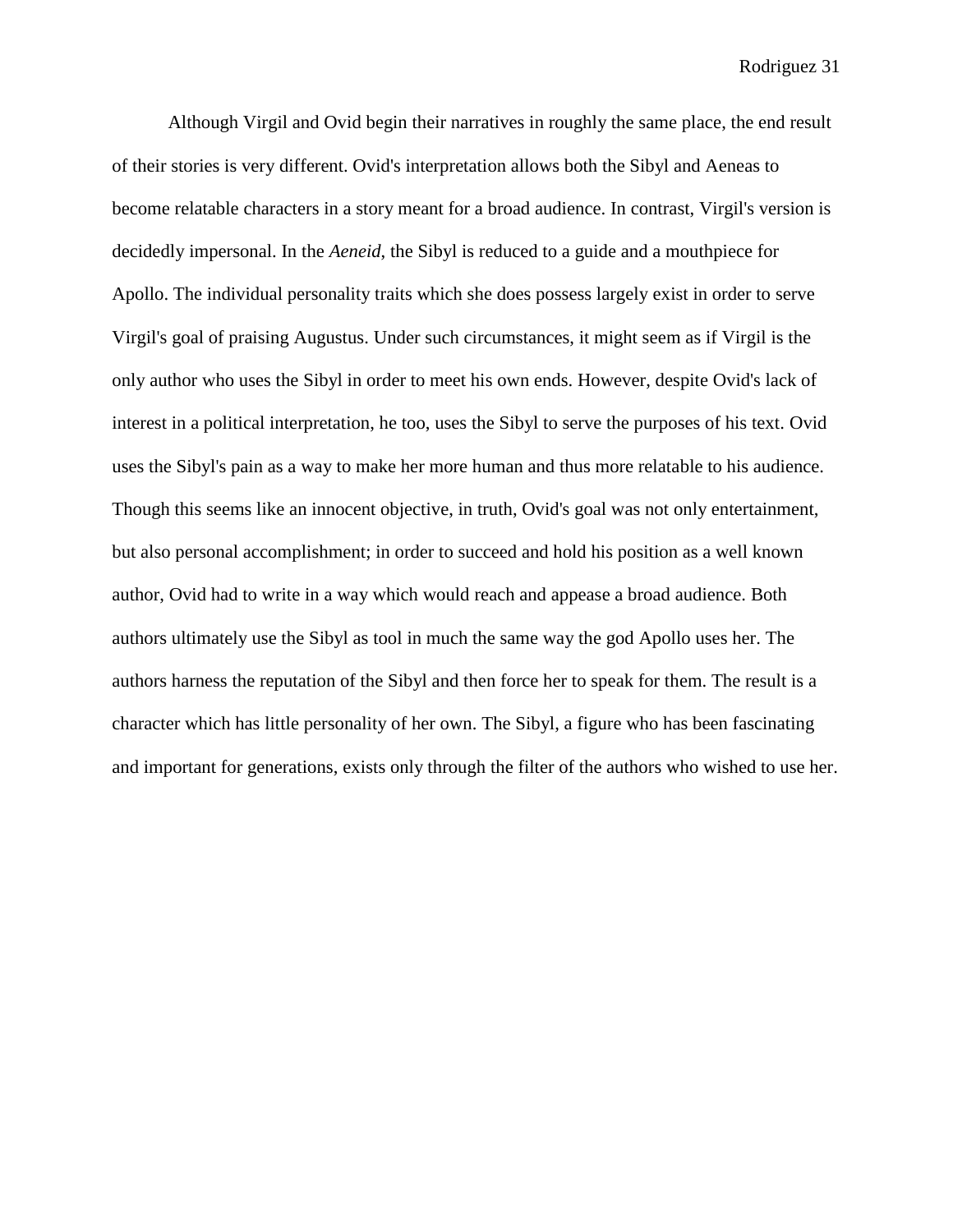Although Virgil and Ovid begin their narratives in roughly the same place, the end result of their stories is very different. Ovid's interpretation allows both the Sibyl and Aeneas to become relatable characters in a story meant for a broad audience. In contrast, Virgil's version is decidedly impersonal. In the *Aeneid*, the Sibyl is reduced to a guide and a mouthpiece for Apollo. The individual personality traits which she does possess largely exist in order to serve Virgil's goal of praising Augustus. Under such circumstances, it might seem as if Virgil is the only author who uses the Sibyl in order to meet his own ends. However, despite Ovid's lack of interest in a political interpretation, he too, uses the Sibyl to serve the purposes of his text. Ovid uses the Sibyl's pain as a way to make her more human and thus more relatable to his audience. Though this seems like an innocent objective, in truth, Ovid's goal was not only entertainment, but also personal accomplishment; in order to succeed and hold his position as a well known author, Ovid had to write in a way which would reach and appease a broad audience. Both authors ultimately use the Sibyl as tool in much the same way the god Apollo uses her. The authors harness the reputation of the Sibyl and then force her to speak for them. The result is a character which has little personality of her own. The Sibyl, a figure who has been fascinating and important for generations, exists only through the filter of the authors who wished to use her.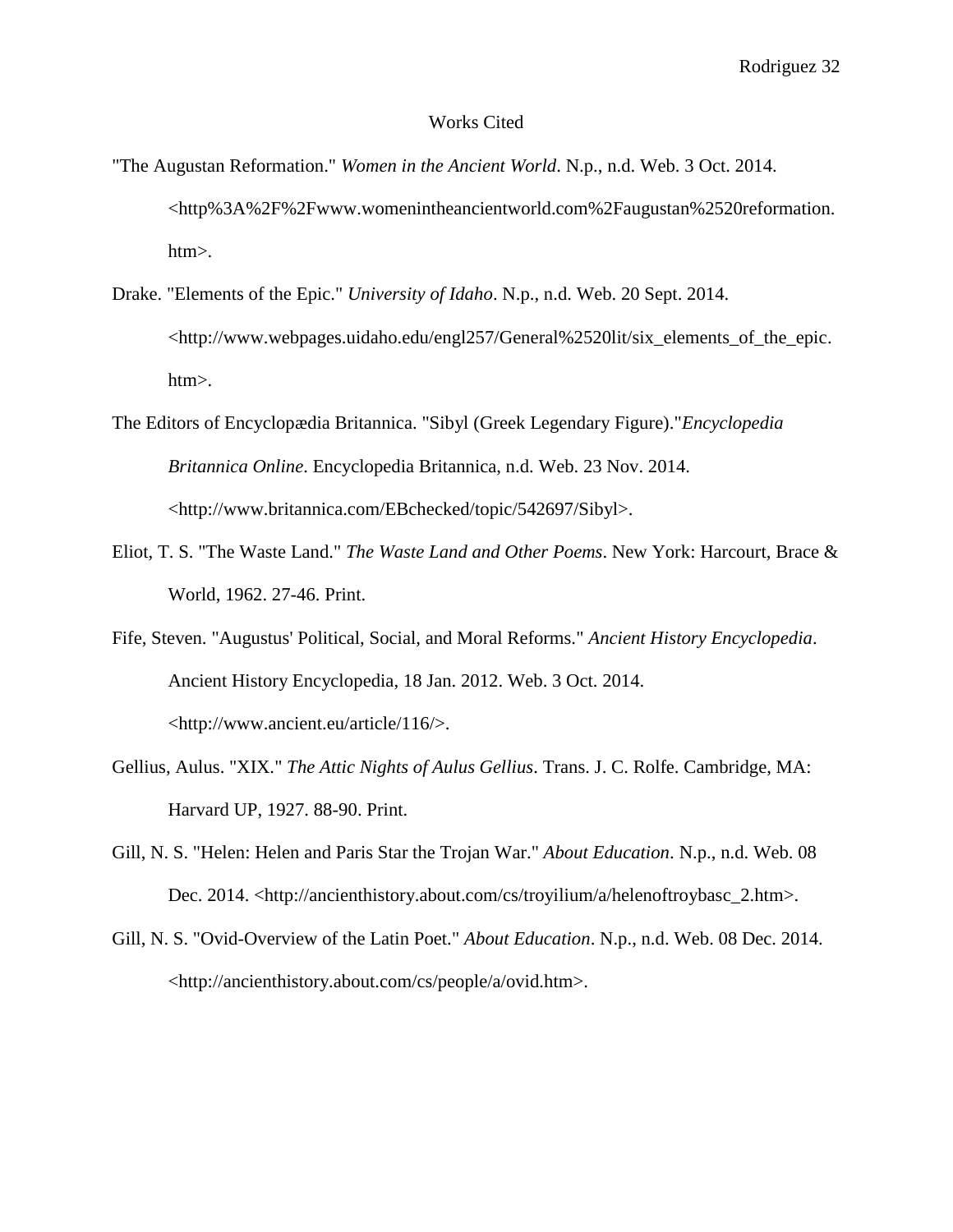# Works Cited

"The Augustan Reformation." *Women in the Ancient World*. N.p., n.d. Web. 3 Oct. 2014. <http%3A%2F%2Fwww.womenintheancientworld.com%2Faugustan%2520reformation.htm>.

Drake. "Elements of the Epic." *University of Idaho*. N.p., n.d. Web. 20 Sept. 2014. <http://www.webpages.uidaho.edu/engl257/General%2520lit/six_elements_of_the_epic.htm>.

The Editors of Encyclopædia Britannica. "Sibyl (Greek Legendary Figure)."*Encyclopedia Britannica Online*. Encyclopedia Britannica, n.d. Web. 23 Nov. 2014. <http://www.britannica.com/EBchecked/topic/542697/Sibyl>.

Eliot, T. S. "The Waste Land." *The Waste Land and Other Poems*. New York: Harcourt, Brace & World, 1962. 27-46. Print.

Fife, Steven. "Augustus' Political, Social, and Moral Reforms." *Ancient History Encyclopedia*. Ancient History Encyclopedia, 18 Jan. 2012. Web. 3 Oct. 2014. <http://www.ancient.eu/article/116/>.

Gellius, Aulus. "XIX." *The Attic Nights of Aulus Gellius*. Trans. J. C. Rolfe. Cambridge, MA: Harvard UP, 1927. 88-90. Print.

Gill, N. S. "Helen: Helen and Paris Star the Trojan War." *About Education*. N.p., n.d. Web. 08 Dec. 2014. <http://ancienthistory.about.com/cs/troyilium/a/helenoftroybasc_2.htm>.

Gill, N. S. "Ovid-Overview of the Latin Poet." *About Education*. N.p., n.d. Web. 08 Dec. 2014. <http://ancienthistory.about.com/cs/people/a/ovid.htm>.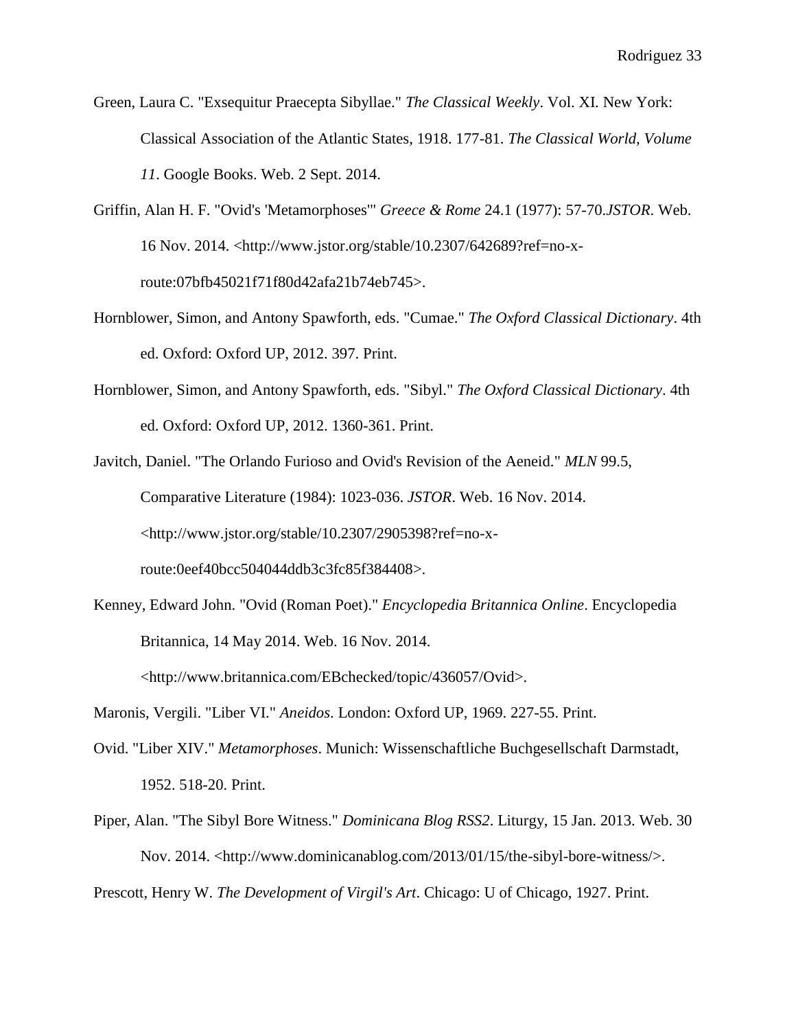Green, Laura C. "Exsequitur Praecepta Sibyllae." *The Classical Weekly*. Vol. XI. New York: Classical Association of the Atlantic States, 1918. 177-81. *The Classical World, Volume 11*. Google Books. Web. 2 Sept. 2014.

Griffin, Alan H. F. "Ovid's 'Metamorphoses'" *Greece & Rome* 24.1 (1977): 57-70.*JSTOR*. Web. 16 Nov. 2014. <http://www.jstor.org/stable/10.2307/642689?ref=no-x-route:07bfb45021f71f80d42afa21b74eb745>.

Hornblower, Simon, and Antony Spawforth, eds. "Cumae." *The Oxford Classical Dictionary*. 4th ed. Oxford: Oxford UP, 2012. 397. Print.

Hornblower, Simon, and Antony Spawforth, eds. "Sibyl." *The Oxford Classical Dictionary*. 4th ed. Oxford: Oxford UP, 2012. 1360-361. Print.

Javitch, Daniel. "The Orlando Furioso and Ovid's Revision of the Aeneid." *MLN* 99.5, Comparative Literature (1984): 1023-036. *JSTOR*. Web. 16 Nov. 2014. <http://www.jstor.org/stable/10.2307/2905398?ref=no-x-route:0eef40bcc504044ddb3c3fc85f384408>.

Kenney, Edward John. "Ovid (Roman Poet)." *Encyclopedia Britannica Online*. Encyclopedia Britannica, 14 May 2014. Web. 16 Nov. 2014. <http://www.britannica.com/EBchecked/topic/436057/Ovid>.

Maronis, Vergili. "Liber VI." *Aneidos*. London: Oxford UP, 1969. 227-55. Print.

Ovid. "Liber XIV." *Metamorphoses*. Munich: Wissenschaftliche Buchgesellschaft Darmstadt, 1952. 518-20. Print.

Piper, Alan. "The Sibyl Bore Witness." *Dominicana Blog RSS2*. Liturgy, 15 Jan. 2013. Web. 30 Nov. 2014. <http://www.dominicanablog.com/2013/01/15/the-sibyl-bore-witness/>.

Prescott, Henry W. *The Development of Virgil's Art*. Chicago: U of Chicago, 1927. Print.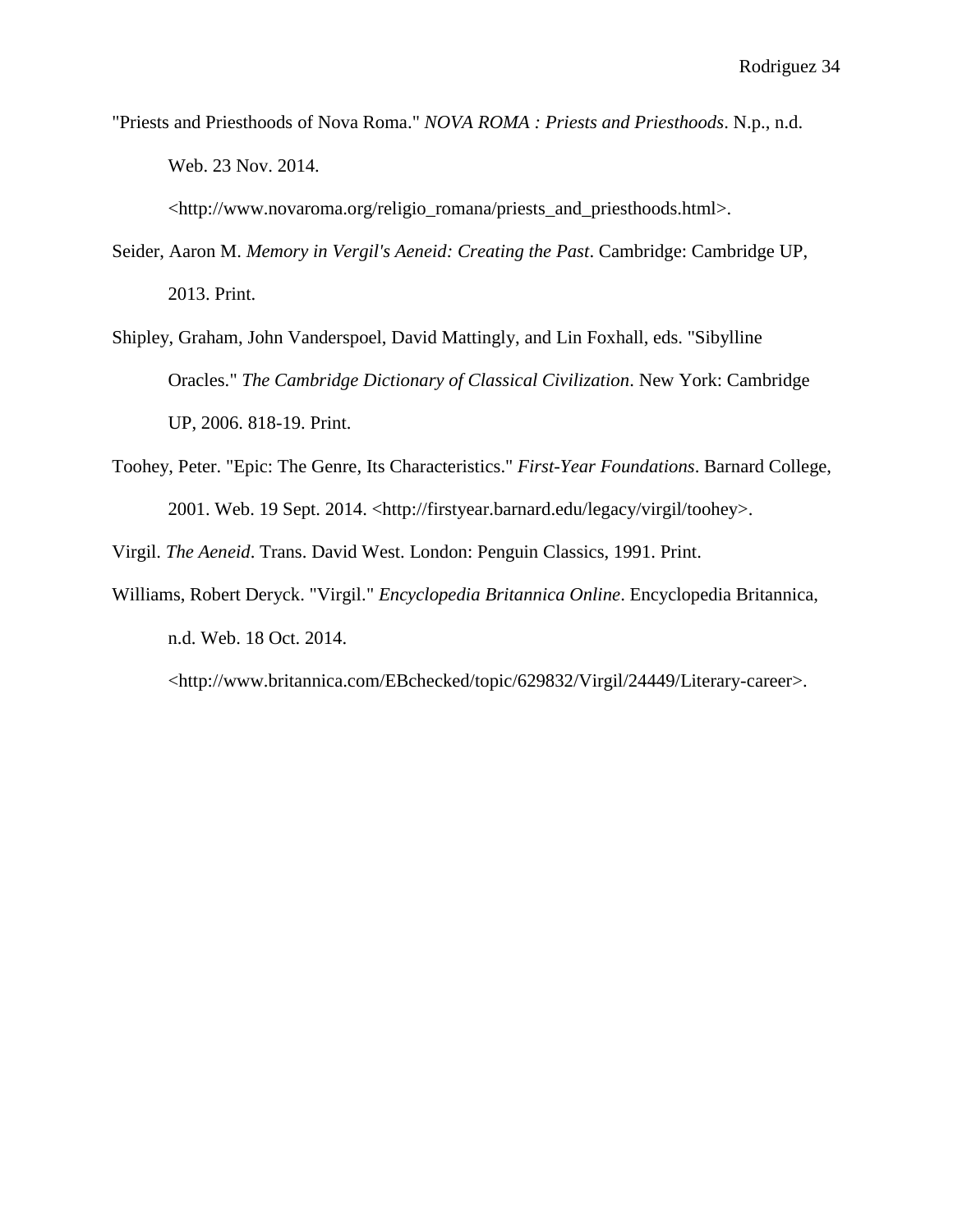"Priests and Priesthoods of Nova Roma." *NOVA ROMA : Priests and Priesthoods*. N.p., n.d. Web. 23 Nov. 2014. <http://www.novaroma.org/religio_romana/priests_and_priesthoods.html>.

Seider, Aaron M. *Memory in Vergil's Aeneid: Creating the Past*. Cambridge: Cambridge UP, 2013. Print.

Shipley, Graham, John Vanderspoel, David Mattingly, and Lin Foxhall, eds. "Sibylline Oracles." *The Cambridge Dictionary of Classical Civilization*. New York: Cambridge UP, 2006. 818-19. Print.

Toohey, Peter. "Epic: The Genre, Its Characteristics." *First-Year Foundations*. Barnard College, 2001. Web. 19 Sept. 2014. <http://firstyear.barnard.edu/legacy/virgil/toohey>.

Virgil. *The Aeneid*. Trans. David West. London: Penguin Classics, 1991. Print.

Williams, Robert Deryck. "Virgil." *Encyclopedia Britannica Online*. Encyclopedia Britannica, n.d. Web. 18 Oct. 2014. <http://www.britannica.com/EBchecked/topic/629832/Virgil/24449/Literary-career>.